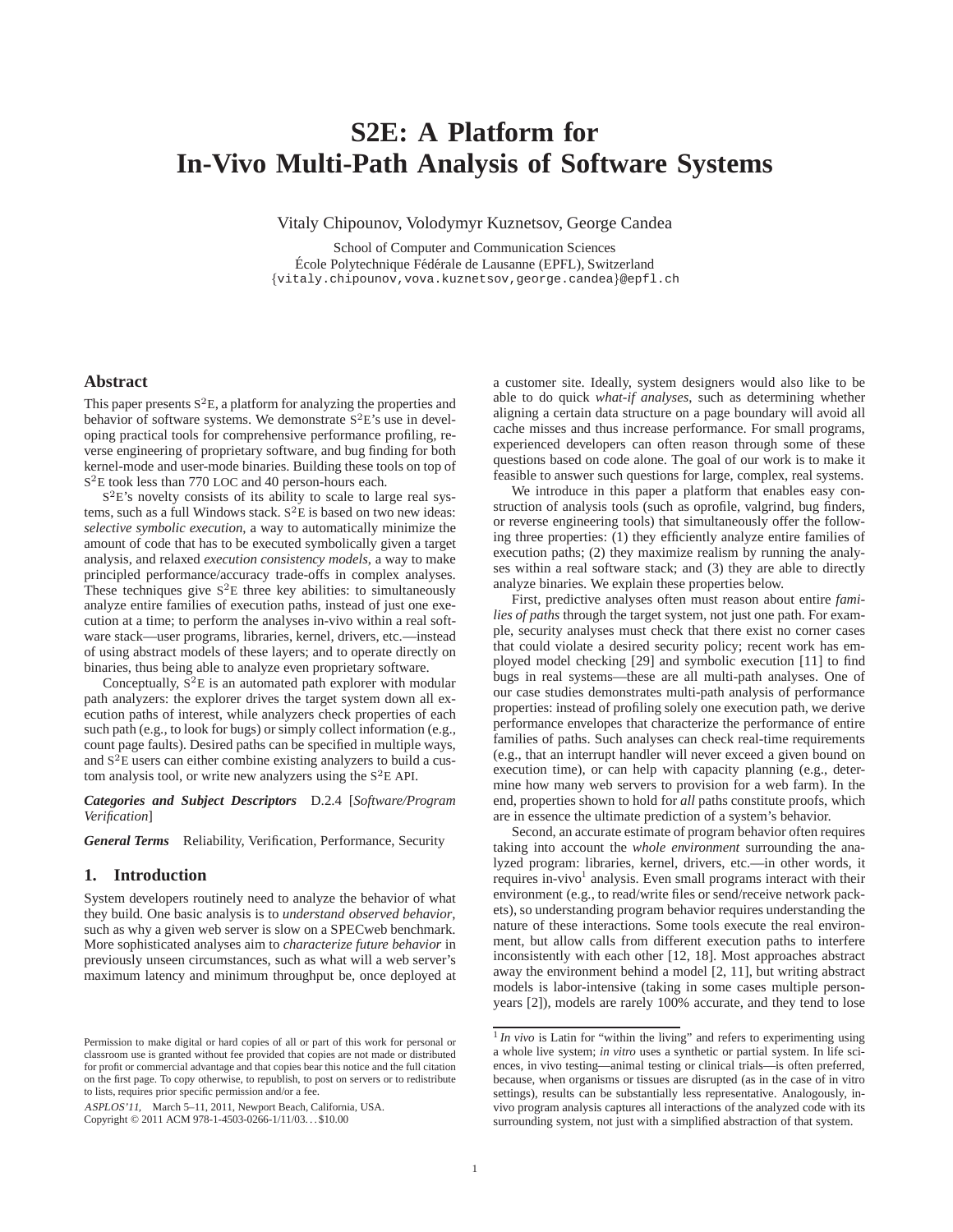# S2E: A Platform for In-Vivo Multi-Path Analysis of Software Systems

Vitaly Chipounov, Volodymyr Kuznetsov, George Candea

School of Computer and Communication Sciences
École Polytechnique Fédérale de Lausanne (EPFL), Switzerland
{vitaly.chipounov,vova.kuznetsov,george.candea}@epfl.ch

## Abstract

This paper presents S²E, a platform for analyzing the properties and behavior of software systems. We demonstrate S²E's use in developing practical tools for comprehensive performance profiling, reverse engineering of proprietary software, and bug finding for both kernel-mode and user-mode binaries. Building these tools on top of S²E took less than 770 LOC and 40 person-hours each.

S²E's novelty consists of its ability to scale to large real systems, such as a full Windows stack. S²E is based on two new ideas: *selective symbolic execution*, a way to automatically minimize the amount of code that has to be executed symbolically given a target analysis, and relaxed *execution consistency models*, a way to make principled performance/accuracy trade-offs in complex analyses. These techniques give S²E three key abilities: to simultaneously analyze entire families of execution paths, instead of just one execution at a time; to perform the analyses in-vivo within a real software stack—user programs, libraries, kernel, drivers, etc.—instead of using abstract models of these layers; and to operate directly on binaries, thus being able to analyze even proprietary software.

Conceptually, S²E is an automated path explorer with modular path analyzers: the explorer drives the target system down all execution paths of interest, while analyzers check properties of each such path (e.g., to look for bugs) or simply collect information (e.g., count page faults). Desired paths can be specified in multiple ways, and S²E users can either combine existing analyzers to build a custom analysis tool, or write new analyzers using the S²E API.

***Categories and Subject Descriptors*** D.2.4 [*Software/Program Verification*]

***General Terms*** Reliability, Verification, Performance, Security

## 1. Introduction

System developers routinely need to analyze the behavior of what they build. One basic analysis is to *understand observed behavior*, such as why a given web server is slow on a SPECweb benchmark. More sophisticated analyses aim to *characterize future behavior* in previously unseen circumstances, such as what will a web server's maximum latency and minimum throughput be, once deployed at a customer site. Ideally, system designers would also like to be able to do quick *what-if analyses*, such as determining whether aligning a certain data structure on a page boundary will avoid all cache misses and thus increase performance. For small programs, experienced developers can often reason through some of these questions based on code alone. The goal of our work is to make it feasible to answer such questions for large, complex, real systems.

We introduce in this paper a platform that enables easy construction of analysis tools (such as oprofile, valgrind, bug finders, or reverse engineering tools) that simultaneously offer the following three properties: (1) they efficiently analyze entire families of execution paths; (2) they maximize realism by running the analyses within a real software stack; and (3) they are able to directly analyze binaries. We explain these properties below.

First, predictive analyses often must reason about entire *families of paths* through the target system, not just one path. For example, security analyses must check that there exist no corner cases that could violate a desired security policy; recent work has employed model checking [29] and symbolic execution [11] to find bugs in real systems—these are all multi-path analyses. One of our case studies demonstrates multi-path analysis of performance properties: instead of profiling solely one execution path, we derive performance envelopes that characterize the performance of entire families of paths. Such analyses can check real-time requirements (e.g., that an interrupt handler will never exceed a given bound on execution time), or can help with capacity planning (e.g., determine how many web servers to provision for a web farm). In the end, properties shown to hold for *all* paths constitute proofs, which are in essence the ultimate prediction of a system's behavior.

Second, an accurate estimate of program behavior often requires taking into account the *whole environment* surrounding the analyzed program: libraries, kernel, drivers, etc.—in other words, it requires in-vivo[1] analysis. Even small programs interact with their environment (e.g., to read/write files or send/receive network packets), so understanding program behavior requires understanding the nature of these interactions. Some tools execute the real environment, but allow calls from different execution paths to interfere inconsistently with each other [12, 18]. Most approaches abstract away the environment behind a model [2, 11], but writing abstract models is labor-intensive (taking in some cases multiple person-years [2]), models are rarely 100% accurate, and they tend to lose

[1] *In vivo* is Latin for "within the living" and refers to experimenting using a whole live system; *in vitro* uses a synthetic or partial system. In life sciences, in vivo testing—animal testing or clinical trials—is often preferred, because, when organisms or tissues are disrupted (as in the case in vitro settings), results can be substantially less representative. Analogously, in-vivo program analysis captures all interactions of the analyzed code with its surrounding system, not just with a simplified abstraction of that system.

Permission to make digital or hard copies of all or part of this work for personal or classroom use is granted without fee provided that copies are not made or distributed for profit or commercial advantage and that copies bear this notice and the full citation on the first page. To copy otherwise, to republish, to post on servers or to redistribute to lists, requires prior specific permission and/or a fee.

*ASPLOS'11,* March 5–11, 2011, Newport Beach, California, USA.
Copyright © 2011 ACM 978-1-4503-0266-1/11/03. . . $10.00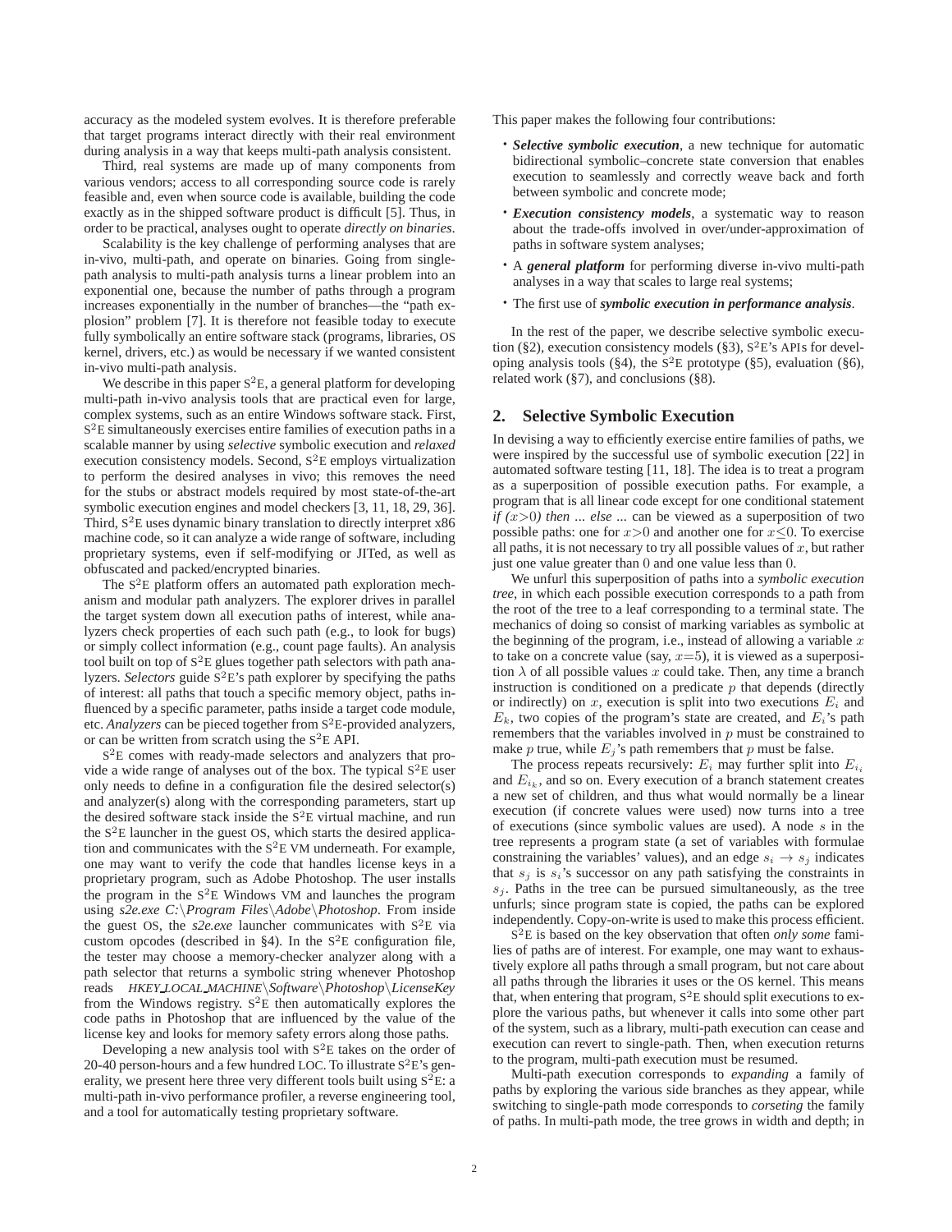accuracy as the modeled system evolves. It is therefore preferable that target programs interact directly with their real environment during analysis in a way that keeps multi-path analysis consistent.

Third, real systems are made up of many components from various vendors; access to all corresponding source code is rarely feasible and, even when source code is available, building the code exactly as in the shipped software product is difficult [5]. Thus, in order to be practical, analyses ought to operate *directly on binaries*.

Scalability is the key challenge of performing analyses that are in-vivo, multi-path, and operate on binaries. Going from single-path analysis to multi-path analysis turns a linear problem into an exponential one, because the number of paths through a program increases exponentially in the number of branches—the "path explosion" problem [7]. It is therefore not feasible today to execute fully symbolically an entire software stack (programs, libraries, OS kernel, drivers, etc.) as would be necessary if we wanted consistent in-vivo multi-path analysis.

We describe in this paper $S^2E$, a general platform for developing multi-path in-vivo analysis tools that are practical even for large, complex systems, such as an entire Windows software stack. First, $S^2E$ simultaneously exercises entire families of execution paths in a scalable manner by using *selective* symbolic execution and *relaxed* execution consistency models. Second, $S^2E$ employs virtualization to perform the desired analyses in vivo; this removes the need for the stubs or abstract models required by most state-of-the-art symbolic execution engines and model checkers [3, 11, 18, 29, 36]. Third, $S^2E$ uses dynamic binary translation to directly interpret x86 machine code, so it can analyze a wide range of software, including proprietary systems, even if self-modifying or JITed, as well as obfuscated and packed/encrypted binaries.

The $S^2E$ platform offers an automated path exploration mechanism and modular path analyzers. The explorer drives in parallel the target system down all execution paths of interest, while analyzers check properties of each such path (e.g., to look for bugs) or simply collect information (e.g., count page faults). An analysis tool built on top of $S^2E$ glues together path selectors with path analyzers. *Selectors* guide $S^2E$'s path explorer by specifying the paths of interest: all paths that touch a specific memory object, paths influenced by a specific parameter, paths inside a target code module, etc. *Analyzers* can be pieced together from $S^2E$-provided analyzers, or can be written from scratch using the $S^2E$ API.

$S^2E$ comes with ready-made selectors and analyzers that provide a wide range of analyses out of the box. The typical $S^2E$ user only needs to define in a configuration file the desired selector(s) and analyzer(s) along with the corresponding parameters, start up the desired software stack inside the $S^2E$ virtual machine, and run the $S^2E$ launcher in the guest OS, which starts the desired application and communicates with the $S^2E$ VM underneath. For example, one may want to verify the code that handles license keys in a proprietary program, such as Adobe Photoshop. The user installs the program in the $S^2E$ Windows VM and launches the program using *s2e.exe C:\Program Files\Adobe\Photoshop*. From inside the guest OS, the *s2e.exe* launcher communicates with $S^2E$ via custom opcodes (described in §4). In the $S^2E$ configuration file, the tester may choose a memory-checker analyzer along with a path selector that returns a symbolic string whenever Photoshop reads *HKEY_LOCAL_MACHINE\Software\Photoshop\LicenseKey* from the Windows registry. $S^2E$ then automatically explores the code paths in Photoshop that are influenced by the value of the license key and looks for memory safety errors along those paths.

Developing a new analysis tool with $S^2E$ takes on the order of 20-40 person-hours and a few hundred LOC. To illustrate $S^2E$'s generality, we present here three very different tools built using $S^2E$: a multi-path in-vivo performance profiler, a reverse engineering tool, and a tool for automatically testing proprietary software.

This paper makes the following four contributions:

- ***Selective symbolic execution***, a new technique for automatic bidirectional symbolic–concrete state conversion that enables execution to seamlessly and correctly weave back and forth between symbolic and concrete mode;
- ***Execution consistency models***, a systematic way to reason about the trade-offs involved in over/under-approximation of paths in software system analyses;
- A ***general platform*** for performing diverse in-vivo multi-path analyses in a way that scales to large real systems;
- The first use of ***symbolic execution in performance analysis***.

In the rest of the paper, we describe selective symbolic execution (§2), execution consistency models (§3), $S^2E$'s APIs for developing analysis tools (§4), the $S^2E$ prototype (§5), evaluation (§6), related work (§7), and conclusions (§8).

## 2. Selective Symbolic Execution

In devising a way to efficiently exercise entire families of paths, we were inspired by the successful use of symbolic execution [22] in automated software testing [11, 18]. The idea is to treat a program as a superposition of possible execution paths. For example, a program that is all linear code except for one conditional statement *if* $(x>0)$ *then ... else ...* can be viewed as a superposition of two possible paths: one for $x>0$ and another one for $x\leq 0$. To exercise all paths, it is not necessary to try all possible values of $x$, but rather just one value greater than 0 and one value less than 0.

We unfurl this superposition of paths into a *symbolic execution tree*, in which each possible execution corresponds to a path from the root of the tree to a leaf corresponding to a terminal state. The mechanics of doing so consist of marking variables as symbolic at the beginning of the program, i.e., instead of allowing a variable $x$ to take on a concrete value (say, $x{=}5$), it is viewed as a superposition $\lambda$ of all possible values $x$ could take. Then, any time a branch instruction is conditioned on a predicate $p$ that depends (directly or indirectly) on $x$, execution is split into two executions $E_i$ and $E_k$, two copies of the program's state are created, and $E_i$'s path remembers that the variables involved in $p$ must be constrained to make $p$ true, while $E_j$'s path remembers that $p$ must be false.

The process repeats recursively: $E_i$ may further split into $E_{i_i}$ and $E_{i_k}$, and so on. Every execution of a branch statement creates a new set of children, and thus what would normally be a linear execution (if concrete values were used) now turns into a tree of executions (since symbolic values are used). A node $s$ in the tree represents a program state (a set of variables with formulae constraining the variables' values), and an edge $s_i \rightarrow s_j$ indicates that $s_j$ is $s_i$'s successor on any path satisfying the constraints in $s_j$. Paths in the tree can be pursued simultaneously, as the tree unfurls; since program state is copied, the paths can be explored independently. Copy-on-write is used to make this process efficient.

$S^2E$ is based on the key observation that often *only some* families of paths are of interest. For example, one may want to exhaustively explore all paths through a small program, but not care about all paths through the libraries it uses or the OS kernel. This means that, when entering that program, $S^2E$ should split executions to explore the various paths, but whenever it calls into some other part of the system, such as a library, multi-path execution can cease and execution can revert to single-path. Then, when execution returns to the program, multi-path execution must be resumed.

Multi-path execution corresponds to *expanding* a family of paths by exploring the various side branches as they appear, while switching to single-path mode corresponds to *corseting* the family of paths. In multi-path mode, the tree grows in width and depth; in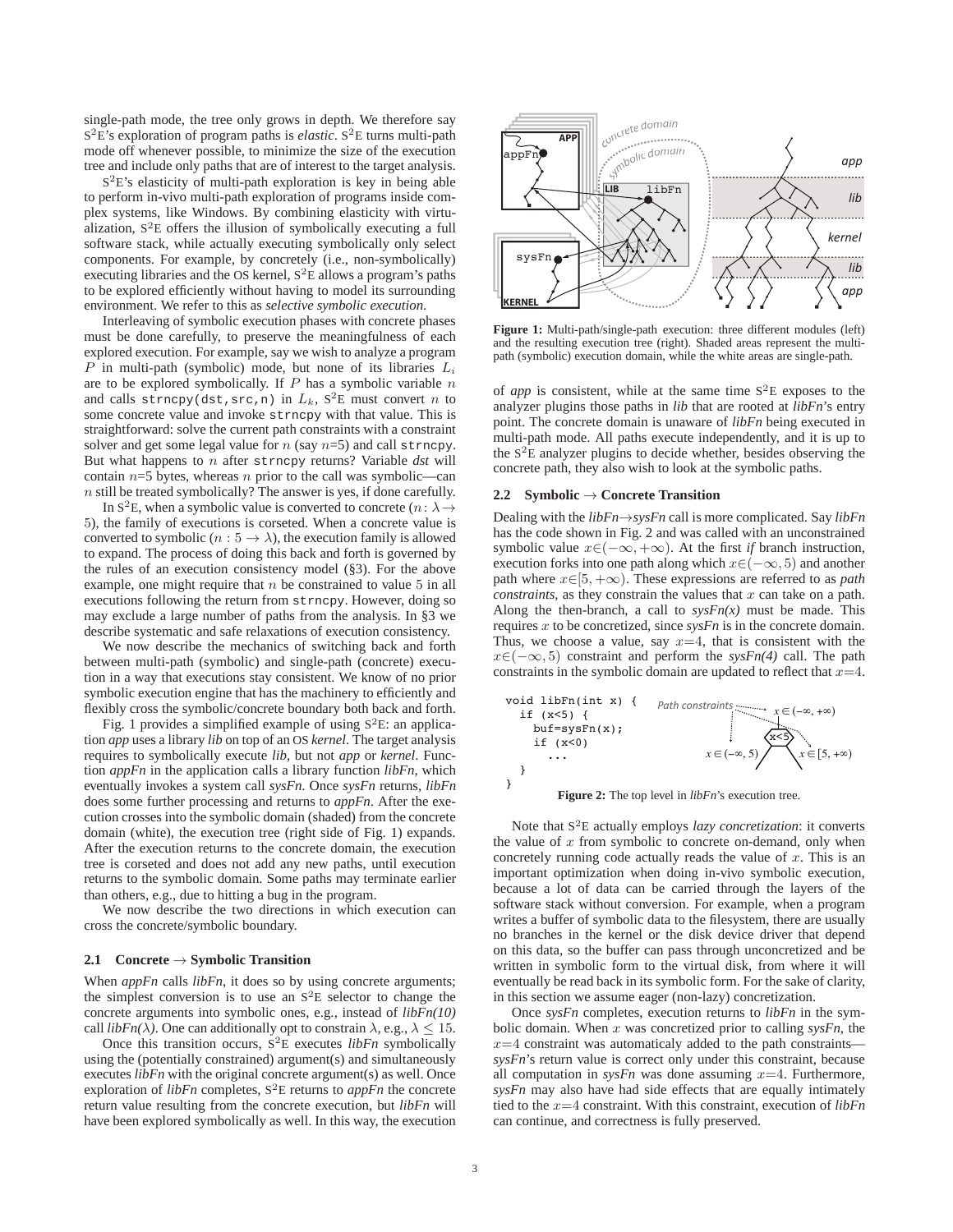single-path mode, the tree only grows in depth. We therefore say S$^2$E's exploration of program paths is *elastic*. S$^2$E turns multi-path mode off whenever possible, to minimize the size of the execution tree and include only paths that are of interest to the target analysis.

S$^2$E's elasticity of multi-path exploration is key in being able to perform in-vivo multi-path exploration of programs inside complex systems, like Windows. By combining elasticity with virtualization, S$^2$E offers the illusion of symbolically executing a full software stack, while actually executing symbolically only select components. For example, by concretely (i.e., non-symbolically) executing libraries and the OS kernel, S$^2$E allows a program's paths to be explored efficiently without having to model its surrounding environment. We refer to this as *selective symbolic execution*.

Interleaving of symbolic execution phases with concrete phases must be done carefully, to preserve the meaningfulness of each explored execution. For example, say we wish to analyze a program $P$ in multi-path (symbolic) mode, but none of its libraries $L_i$ are to be explored symbolically. If $P$ has a symbolic variable $n$ and calls `strncpy(dst,src,n)` in $L_k$, S$^2$E must convert $n$ to some concrete value and invoke `strncpy` with that value. This is straightforward: solve the current path constraints with a constraint solver and get some legal value for $n$ (say $n$=5) and call `strncpy`. But what happens to $n$ after `strncpy` returns? Variable *dst* will contain $n$=5 bytes, whereas $n$ prior to the call was symbolic—can $n$ still be treated symbolically? The answer is yes, if done carefully.

In S$^2$E, when a symbolic value is converted to concrete ($n: \lambda \rightarrow 5$), the family of executions is corseted. When a concrete value is converted to symbolic ($n: 5 \rightarrow \lambda$), the execution family is allowed to expand. The process of doing this back and forth is governed by the rules of an execution consistency model (§3). For the above example, one might require that $n$ be constrained to value 5 in all executions following the return from `strncpy`. However, doing so may exclude a large number of paths from the analysis. In §3 we describe systematic and safe relaxations of execution consistency.

We now describe the mechanics of switching back and forth between multi-path (symbolic) and single-path (concrete) execution in a way that executions stay consistent. We know of no prior symbolic execution engine that has the machinery to efficiently and flexibly cross the symbolic/concrete boundary both back and forth.

Fig. 1 provides a simplified example of using S$^2$E: an application *app* uses a library *lib* on top of an OS *kernel*. The target analysis requires to symbolically execute *lib*, but not *app* or *kernel*. Function *appFn* in the application calls a library function *libFn*, which eventually invokes a system call *sysFn*. Once *sysFn* returns, *libFn* does some further processing and returns to *appFn*. After the execution crosses into the symbolic domain (shaded) from the concrete domain (white), the execution tree (right side of Fig. 1) expands. After the execution returns to the concrete domain, the execution tree is corseted and does not add any new paths, until execution returns to the symbolic domain. Some paths may terminate earlier than others, e.g., due to hitting a bug in the program.

We now describe the two directions in which execution can cross the concrete/symbolic boundary.

### 2.1 Concrete → Symbolic Transition

When *appFn* calls *libFn*, it does so by using concrete arguments; the simplest conversion is to use an S$^2$E selector to change the concrete arguments into symbolic ones, e.g., instead of *libFn(10)* call *libFn($\lambda$)*. One can additionally opt to constrain $\lambda$, e.g., $\lambda \leq 15$.

Once this transition occurs, S$^2$E executes *libFn* symbolically using the (potentially constrained) argument(s) and simultaneously executes *libFn* with the original concrete argument(s) as well. Once exploration of *libFn* completes, S$^2$E returns to *appFn* the concrete return value resulting from the concrete execution, but *libFn* will have been explored symbolically as well. In this way, the execution of *app* is consistent, while at the same time S$^2$E exposes to the analyzer plugins those paths in *lib* that are rooted at *libFn*'s entry point. The concrete domain is unaware of *libFn* being executed in multi-path mode. All paths execute independently, and it is up to the S$^2$E analyzer plugins to decide whether, besides observing the concrete path, they also wish to look at the symbolic paths.

**Figure 1:** Multi-path/single-path execution: three different modules (left) and the resulting execution tree (right). Shaded areas represent the multi-path (symbolic) execution domain, while the white areas are single-path.

### 2.2 Symbolic → Concrete Transition

Dealing with the *libFn*→*sysFn* call is more complicated. Say *libFn* has the code shown in Fig. 2 and was called with an unconstrained symbolic value $x \in (-\infty, +\infty)$. At the first *if* branch instruction, execution forks into one path along which $x \in (-\infty, 5)$ and another path where $x \in [5, +\infty)$. These expressions are referred to as *path constraints*, as they constrain the values that $x$ can take on a path. Along the then-branch, a call to *sysFn(x)* must be made. This requires $x$ to be concretized, since *sysFn* is in the concrete domain. Thus, we choose a value, say $x$=4, that is consistent with the $x \in (-\infty, 5)$ constraint and perform the *sysFn(4)* call. The path constraints in the symbolic domain are updated to reflect that $x$=4.

```
void libFn(int x) {
  if (x<5) {
    buf=sysFn(x);
    if (x<0)
      ...
  }
}
```

Path constraints: $x \in (-\infty, +\infty)$; x<5; $x \in (-\infty, 5)$; $x \in [5, +\infty)$

**Figure 2:** The top level in *libFn*'s execution tree.

Note that S$^2$E actually employs *lazy concretization*: it converts the value of $x$ from symbolic to concrete on-demand, only when concretely running code actually reads the value of $x$. This is an important optimization when doing in-vivo symbolic execution, because a lot of data can be carried through the layers of the software stack without conversion. For example, when a program writes a buffer of symbolic data to the filesystem, there are usually no branches in the kernel or the disk device driver that depend on this data, so the buffer can pass through unconcretized and be written in symbolic form to the virtual disk, from where it will eventually be read back in its symbolic form. For the sake of clarity, in this section we assume eager (non-lazy) concretization.

Once *sysFn* completes, execution returns to *libFn* in the symbolic domain. When $x$ was concretized prior to calling *sysFn*, the $x$=4 constraint was automaticaly added to the path constraints—*sysFn*'s return value is correct only under this constraint, because all computation in *sysFn* was done assuming $x$=4. Furthermore, *sysFn* may also have had side effects that are equally intimately tied to the $x$=4 constraint. With this constraint, execution of *libFn* can continue, and correctness is fully preserved.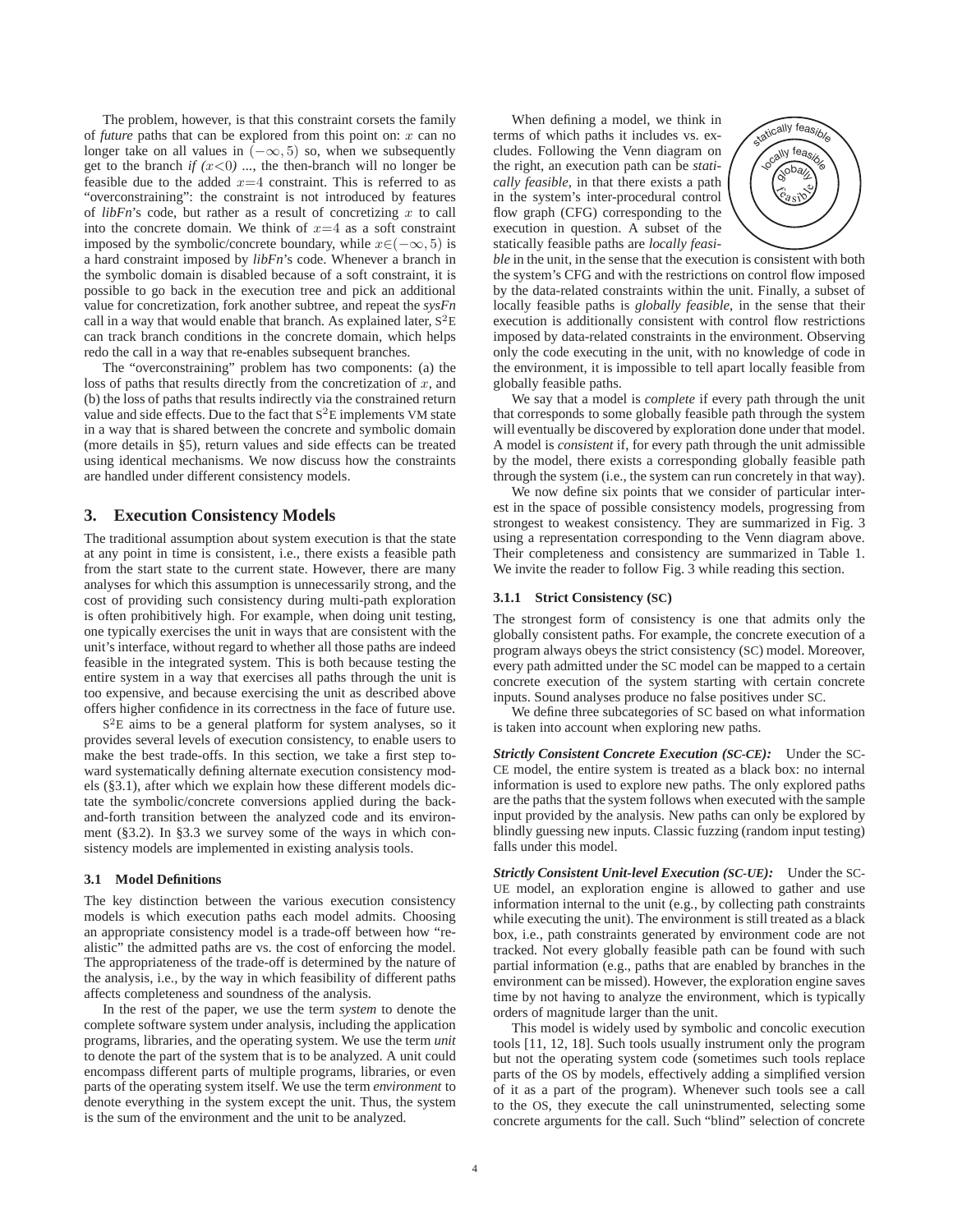The problem, however, is that this constraint corsets the family of *future* paths that can be explored from this point on: $x$ can no longer take on all values in $(-\infty, 5)$ so, when we subsequently get to the branch *if (x<0) ...*, the then-branch will no longer be feasible due to the added $x{=}4$ constraint. This is referred to as "overconstraining": the constraint is not introduced by features of *libFn*'s code, but rather as a result of concretizing $x$ to call into the concrete domain. We think of $x{=}4$ as a soft constraint imposed by the symbolic/concrete boundary, while $x{\in}(-\infty, 5)$ is a hard constraint imposed by *libFn*'s code. Whenever a branch in the symbolic domain is disabled because of a soft constraint, it is possible to go back in the execution tree and pick an additional value for concretization, fork another subtree, and repeat the *sysFn* call in a way that would enable that branch. As explained later, S$^2$E can track branch conditions in the concrete domain, which helps redo the call in a way that re-enables subsequent branches.

The "overconstraining" problem has two components: (a) the loss of paths that results directly from the concretization of $x$, and (b) the loss of paths that results indirectly via the constrained return value and side effects. Due to the fact that S$^2$E implements VM state in a way that is shared between the concrete and symbolic domain (more details in §5), return values and side effects can be treated using identical mechanisms. We now discuss how the constraints are handled under different consistency models.

## 3. Execution Consistency Models

The traditional assumption about system execution is that the state at any point in time is consistent, i.e., there exists a feasible path from the start state to the current state. However, there are many analyses for which this assumption is unnecessarily strong, and the cost of providing such consistency during multi-path exploration is often prohibitively high. For example, when doing unit testing, one typically exercises the unit in ways that are consistent with the unit's interface, without regard to whether all those paths are indeed feasible in the integrated system. This is both because testing the entire system in a way that exercises all paths through the unit is too expensive, and because exercising the unit as described above offers higher confidence in its correctness in the face of future use.

S$^2$E aims to be a general platform for system analyses, so it provides several levels of execution consistency, to enable users to make the best trade-offs. In this section, we take a first step toward systematically defining alternate execution consistency models (§3.1), after which we explain how these different models dictate the symbolic/concrete conversions applied during the back-and-forth transition between the analyzed code and its environment (§3.2). In §3.3 we survey some of the ways in which consistency models are implemented in existing analysis tools.

### 3.1 Model Definitions

The key distinction between the various execution consistency models is which execution paths each model admits. Choosing an appropriate consistency model is a trade-off between how "realistic" the admitted paths are vs. the cost of enforcing the model. The appropriateness of the trade-off is determined by the nature of the analysis, i.e., by the way in which feasibility of different paths affects completeness and soundness of the analysis.

In the rest of the paper, we use the term *system* to denote the complete software system under analysis, including the application programs, libraries, and the operating system. We use the term *unit* to denote the part of the system that is to be analyzed. A unit could encompass different parts of multiple programs, libraries, or even parts of the operating system itself. We use the term *environment* to denote everything in the system except the unit. Thus, the system is the sum of the environment and the unit to be analyzed.

When defining a model, we think in terms of which paths it includes vs. excludes. Following the Venn diagram on the right, an execution path can be *statically feasible*, in that there exists a path in the system's inter-procedural control flow graph (CFG) corresponding to the execution in question. A subset of the statically feasible paths are *locally feasible* in the unit, in the sense that the execution is consistent with both the system's CFG and with the restrictions on control flow imposed by the data-related constraints within the unit. Finally, a subset of locally feasible paths is *globally feasible*, in the sense that their execution is additionally consistent with control flow restrictions imposed by data-related constraints in the environment. Observing only the code executing in the unit, with no knowledge of code in the environment, it is impossible to tell apart locally feasible from globally feasible paths.

We say that a model is *complete* if every path through the unit that corresponds to some globally feasible path through the system will eventually be discovered by exploration done under that model. A model is *consistent* if, for every path through the unit admissible by the model, there exists a corresponding globally feasible path through the system (i.e., the system can run concretely in that way).

We now define six points that we consider of particular interest in the space of possible consistency models, progressing from strongest to weakest consistency. They are summarized in Fig. 3 using a representation corresponding to the Venn diagram above. Their completeness and consistency are summarized in Table 1. We invite the reader to follow Fig. 3 while reading this section.

#### 3.1.1 Strict Consistency (SC)

The strongest form of consistency is one that admits only the globally consistent paths. For example, the concrete execution of a program always obeys the strict consistency (SC) model. Moreover, every path admitted under the SC model can be mapped to a certain concrete execution of the system starting with certain concrete inputs. Sound analyses produce no false positives under SC.

We define three subcategories of SC based on what information is taken into account when exploring new paths.

***Strictly Consistent Concrete Execution (SC-CE):*** Under the SC-CE model, the entire system is treated as a black box: no internal information is used to explore new paths. The only explored paths are the paths that the system follows when executed with the sample input provided by the analysis. New paths can only be explored by blindly guessing new inputs. Classic fuzzing (random input testing) falls under this model.

***Strictly Consistent Unit-level Execution (SC-UE):*** Under the SC-UE model, an exploration engine is allowed to gather and use information internal to the unit (e.g., by collecting path constraints while executing the unit). The environment is still treated as a black box, i.e., path constraints generated by environment code are not tracked. Not every globally feasible path can be found with such partial information (e.g., paths that are enabled by branches in the environment can be missed). However, the exploration engine saves time by not having to analyze the environment, which is typically orders of magnitude larger than the unit.

This model is widely used by symbolic and concolic execution tools [11, 12, 18]. Such tools usually instrument only the program but not the operating system code (sometimes such tools replace parts of the OS by models, effectively adding a simplified version of it as a part of the program). Whenever such tools see a call to the OS, they execute the call uninstrumented, selecting some concrete arguments for the call. Such "blind" selection of concrete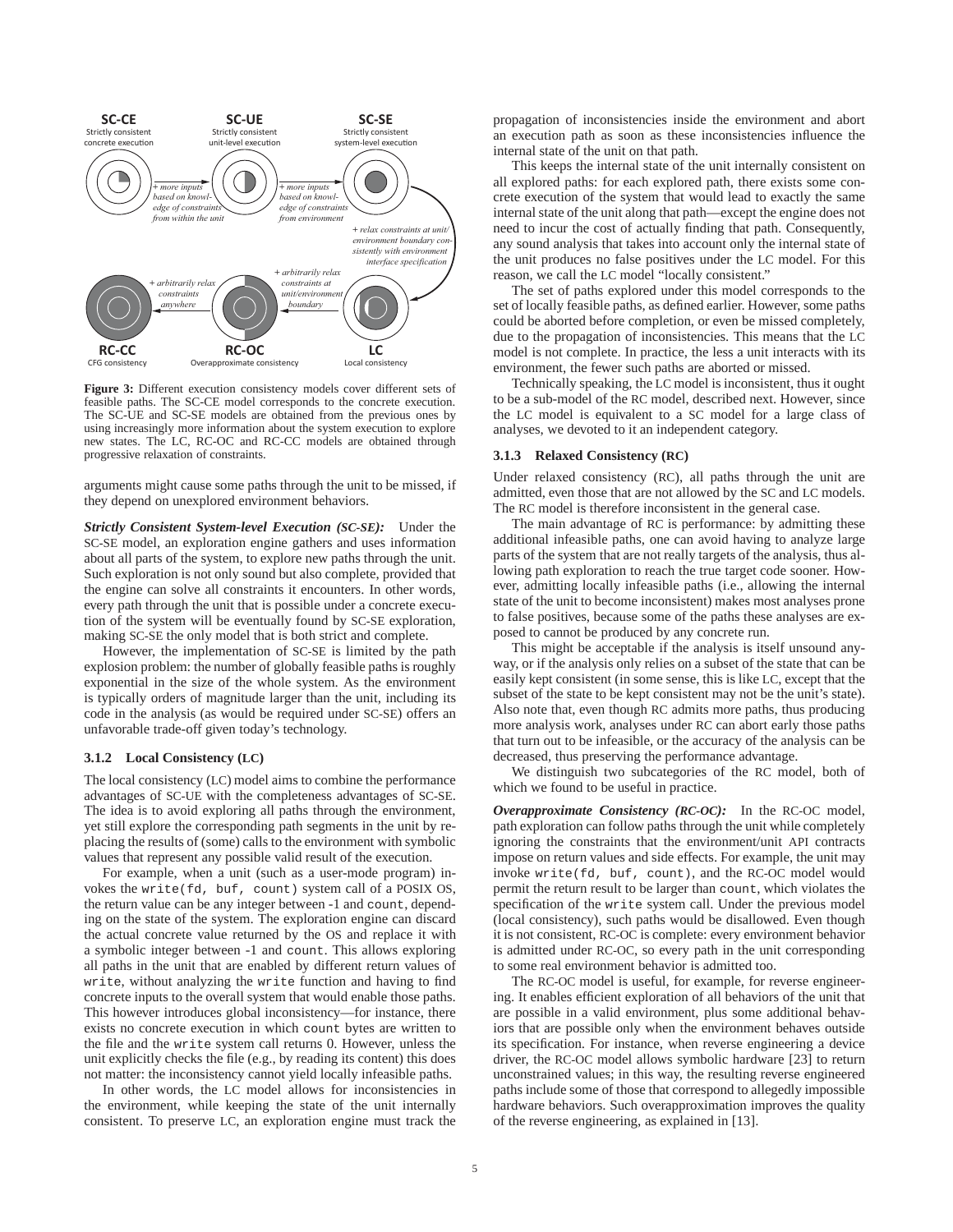**Figure 3:** Different execution consistency models cover different sets of feasible paths. The SC-CE model corresponds to the concrete execution. The SC-UE and SC-SE models are obtained from the previous ones by using increasingly more information about the system execution to explore new states. The LC, RC-OC and RC-CC models are obtained through progressive relaxation of constraints.

arguments might cause some paths through the unit to be missed, if they depend on unexplored environment behaviors.

***Strictly Consistent System-level Execution (SC-SE):*** Under the SC-SE model, an exploration engine gathers and uses information about all parts of the system, to explore new paths through the unit. Such exploration is not only sound but also complete, provided that the engine can solve all constraints it encounters. In other words, every path through the unit that is possible under a concrete execution of the system will be eventually found by SC-SE exploration, making SC-SE the only model that is both strict and complete.

However, the implementation of SC-SE is limited by the path explosion problem: the number of globally feasible paths is roughly exponential in the size of the whole system. As the environment is typically orders of magnitude larger than the unit, including its code in the analysis (as would be required under SC-SE) offers an unfavorable trade-off given today's technology.

#### 3.1.2 Local Consistency (LC)

The local consistency (LC) model aims to combine the performance advantages of SC-UE with the completeness advantages of SC-SE. The idea is to avoid exploring all paths through the environment, yet still explore the corresponding path segments in the unit by replacing the results of (some) calls to the environment with symbolic values that represent any possible valid result of the execution.

For example, when a unit (such as a user-mode program) invokes the `write(fd, buf, count)` system call of a POSIX OS, the return value can be any integer between -1 and `count`, depending on the state of the system. The exploration engine can discard the actual concrete value returned by the OS and replace it with a symbolic integer between -1 and `count`. This allows exploring all paths in the unit that are enabled by different return values of `write`, without analyzing the `write` function and having to find concrete inputs to the overall system that would enable those paths. This however introduces global inconsistency—for instance, there exists no concrete execution in which `count` bytes are written to the file and the `write` system call returns 0. However, unless the unit explicitly checks the file (e.g., by reading its content) this does not matter: the inconsistency cannot yield locally infeasible paths.

In other words, the LC model allows for inconsistencies in the environment, while keeping the state of the unit internally consistent. To preserve LC, an exploration engine must track the propagation of inconsistencies inside the environment and abort an execution path as soon as these inconsistencies influence the internal state of the unit on that path.

This keeps the internal state of the unit internally consistent on all explored paths: for each explored path, there exists some concrete execution of the system that would lead to exactly the same internal state of the unit along that path—except the engine does not need to incur the cost of actually finding that path. Consequently, any sound analysis that takes into account only the internal state of the unit produces no false positives under the LC model. For this reason, we call the LC model "locally consistent."

The set of paths explored under this model corresponds to the set of locally feasible paths, as defined earlier. However, some paths could be aborted before completion, or even be missed completely, due to the propagation of inconsistencies. This means that the LC model is not complete. In practice, the less a unit interacts with its environment, the fewer such paths are aborted or missed.

Technically speaking, the LC model is inconsistent, thus it ought to be a sub-model of the RC model, described next. However, since the LC model is equivalent to a SC model for a large class of analyses, we devoted to it an independent category.

#### 3.1.3 Relaxed Consistency (RC)

Under relaxed consistency (RC), all paths through the unit are admitted, even those that are not allowed by the SC and LC models. The RC model is therefore inconsistent in the general case.

The main advantage of RC is performance: by admitting these additional infeasible paths, one can avoid having to analyze large parts of the system that are not really targets of the analysis, thus allowing path exploration to reach the true target code sooner. However, admitting locally infeasible paths (i.e., allowing the internal state of the unit to become inconsistent) makes most analyses prone to false positives, because some of the paths these analyses are exposed to cannot be produced by any concrete run.

This might be acceptable if the analysis is itself unsound anyway, or if the analysis only relies on a subset of the state that can be easily kept consistent (in some sense, this is like LC, except that the subset of the state to be kept consistent may not be the unit's state). Also note that, even though RC admits more paths, thus producing more analysis work, analyses under RC can abort early those paths that turn out to be infeasible, or the accuracy of the analysis can be decreased, thus preserving the performance advantage.

We distinguish two subcategories of the RC model, both of which we found to be useful in practice.

***Overapproximate Consistency (RC-OC):*** In the RC-OC model, path exploration can follow paths through the unit while completely ignoring the constraints that the environment/unit API contracts impose on return values and side effects. For example, the unit may invoke `write(fd, buf, count)`, and the RC-OC model would permit the return result to be larger than `count`, which violates the specification of the `write` system call. Under the previous model (local consistency), such paths would be disallowed. Even though it is not consistent, RC-OC is complete: every environment behavior is admitted under RC-OC, so every path in the unit corresponding to some real environment behavior is admitted too.

The RC-OC model is useful, for example, for reverse engineering. It enables efficient exploration of all behaviors of the unit that are possible in a valid environment, plus some additional behaviors that are possible only when the environment behaves outside its specification. For instance, when reverse engineering a device driver, the RC-OC model allows symbolic hardware [23] to return unconstrained values; in this way, the resulting reverse engineered paths include some of those that correspond to allegedly impossible hardware behaviors. Such overapproximation improves the quality of the reverse engineering, as explained in [13].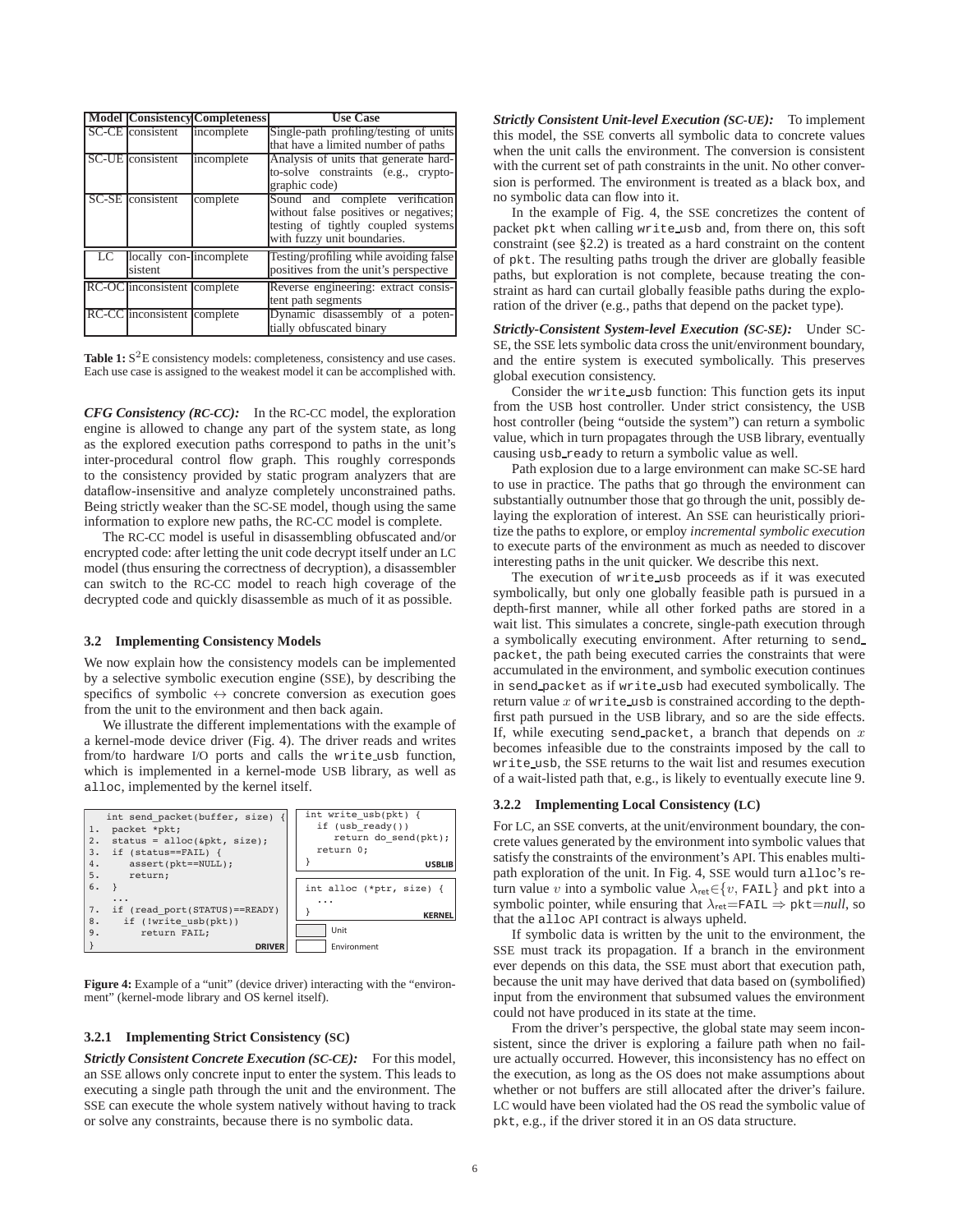| Model | Consistency | Completeness | Use Case |
|---|---|---|---|
| SC-CE | consistent | incomplete | Single-path profiling/testing of units that have a limited number of paths |
| SC-UE | consistent | incomplete | Analysis of units that generate hard-to-solve constraints (e.g., cryptographic code) |
| SC-SE | consistent | complete | Sound and complete verification without false positives or negatives; testing of tightly coupled systems with fuzzy unit boundaries. |
| LC | locally consistent | incomplete | Testing/profiling while avoiding false positives from the unit's perspective |
| RC-OC | inconsistent | complete | Reverse engineering: extract consistent path segments |
| RC-CC | inconsistent | complete | Dynamic disassembly of a potentially obfuscated binary |

**Table 1:** S[2]E consistency models: completeness, consistency and use cases. Each use case is assigned to the weakest model it can be accomplished with.

***CFG Consistency (RC-CC):*** In the RC-CC model, the exploration engine is allowed to change any part of the system state, as long as the explored execution paths correspond to paths in the unit's inter-procedural control flow graph. This roughly corresponds to the consistency provided by static program analyzers that are dataflow-insensitive and analyze completely unconstrained paths. Being strictly weaker than the SC-SE model, though using the same information to explore new paths, the RC-CC model is complete.

The RC-CC model is useful in disassembling obfuscated and/or encrypted code: after letting the unit code decrypt itself under an LC model (thus ensuring the correctness of decryption), a disassembler can switch to the RC-CC model to reach high coverage of the decrypted code and quickly disassemble as much of it as possible.

### 3.2 Implementing Consistency Models

We now explain how the consistency models can be implemented by a selective symbolic execution engine (SSE), by describing the specifics of symbolic $\leftrightarrow$ concrete conversion as execution goes from the unit to the environment and then back again.

We illustrate the different implementations with the example of a kernel-mode device driver (Fig. 4). The driver reads and writes from/to hardware I/O ports and calls the write_usb function, which is implemented in a kernel-mode USB library, as well as alloc, implemented by the kernel itself.

```
   int send_packet(buffer, size) {
1.  packet *pkt;
2.  status = alloc(&pkt, size);
3.  if (status==FAIL) {
4.     assert(pkt==NULL);
5.     return;
6.  }
    ...
7.  if (read_port(STATUS)==READY)
8.    if (!write_usb(pkt))
9.       return FAIL;
}                                  DRIVER
```

```
int write_usb(pkt) {
  if (usb_ready())
     return do_send(pkt);
  return 0;
}                                  USBLIB
```

```
int alloc (*ptr, size) {
  ...
}                                  KERNEL
```

Unit
Environment

**Figure 4:** Example of a "unit" (device driver) interacting with the "environment" (kernel-mode library and OS kernel itself).

#### 3.2.1 Implementing Strict Consistency (SC)

***Strictly Consistent Concrete Execution (SC-CE):*** For this model, an SSE allows only concrete input to enter the system. This leads to executing a single path through the unit and the environment. The SSE can execute the whole system natively without having to track or solve any constraints, because there is no symbolic data.

***Strictly Consistent Unit-level Execution (SC-UE):*** To implement this model, the SSE converts all symbolic data to concrete values when the unit calls the environment. The conversion is consistent with the current set of path constraints in the unit. No other conversion is performed. The environment is treated as a black box, and no symbolic data can flow into it.

In the example of Fig. 4, the SSE concretizes the content of packet pkt when calling write_usb and, from there on, this soft constraint (see §2.2) is treated as a hard constraint on the content of pkt. The resulting paths trough the driver are globally feasible paths, but exploration is not complete, because treating the constraint as hard can curtail globally feasible paths during the exploration of the driver (e.g., paths that depend on the packet type).

***Strictly-Consistent System-level Execution (SC-SE):*** Under SC-SE, the SSE lets symbolic data cross the unit/environment boundary, and the entire system is executed symbolically. This preserves global execution consistency.

Consider the write_usb function: This function gets its input from the USB host controller. Under strict consistency, the USB host controller (being "outside the system") can return a symbolic value, which in turn propagates through the USB library, eventually causing usb_ready to return a symbolic value as well.

Path explosion due to a large environment can make SC-SE hard to use in practice. The paths that go through the environment can substantially outnumber those that go through the unit, possibly delaying the exploration of interest. An SSE can heuristically prioritize the paths to explore, or employ *incremental symbolic execution* to execute parts of the environment as much as needed to discover interesting paths in the unit quicker. We describe this next.

The execution of write_usb proceeds as if it was executed symbolically, but only one globally feasible path is pursued in a depth-first manner, while all other forked paths are stored in a wait list. This simulates a concrete, single-path execution through a symbolically executing environment. After returning to send_packet, the path being executed carries the constraints that were accumulated in the environment, and symbolic execution continues in send_packet as if write_usb had executed symbolically. The return value $x$ of write_usb is constrained according to the depth-first path pursued in the USB library, and so are the side effects. If, while executing send_packet, a branch that depends on $x$ becomes infeasible due to the constraints imposed by the call to write_usb, the SSE returns to the wait list and resumes execution of a wait-listed path that, e.g., is likely to eventually execute line 9.

#### 3.2.2 Implementing Local Consistency (LC)

For LC, an SSE converts, at the unit/environment boundary, the concrete values generated by the environment into symbolic values that satisfy the constraints of the environment's API. This enables multi-path exploration of the unit. In Fig. 4, SSE would turn alloc's return value $v$ into a symbolic value $\lambda_{ret} \in \{v, \texttt{FAIL}\}$ and pkt into a symbolic pointer, while ensuring that $\lambda_{ret}=\texttt{FAIL} \Rightarrow \texttt{pkt}=null$, so that the alloc API contract is always upheld.

If symbolic data is written by the unit to the environment, the SSE must track its propagation. If a branch in the environment ever depends on this data, the SSE must abort that execution path, because the unit may have derived that data based on (symbolified) input from the environment that subsumed values the environment could not have produced in its state at the time.

From the driver's perspective, the global state may seem inconsistent, since the driver is exploring a failure path when no failure actually occurred. However, this inconsistency has no effect on the execution, as long as the OS does not make assumptions about whether or not buffers are still allocated after the driver's failure. LC would have been violated had the OS read the symbolic value of pkt, e.g., if the driver stored it in an OS data structure.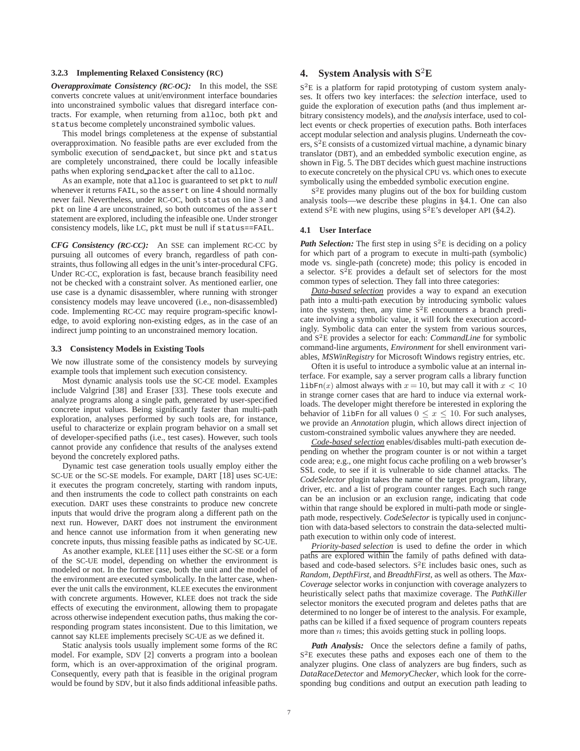#### 3.2.3 Implementing Relaxed Consistency (RC)

***Overapproximate Consistency (RC-OC):*** In this model, the SSE converts concrete values at unit/environment interface boundaries into unconstrained symbolic values that disregard interface contracts. For example, when returning from `alloc`, both `pkt` and `status` become completely unconstrained symbolic values.

This model brings completeness at the expense of substantial overapproximation. No feasible paths are ever excluded from the symbolic execution of `send_packet`, but since `pkt` and `status` are completely unconstrained, there could be locally infeasible paths when exploring `send_packet` after the call to `alloc`.

As an example, note that `alloc` is guaranteed to set `pkt` to *null* whenever it returns `FAIL`, so the `assert` on line 4 should normally never fail. Nevertheless, under RC-OC, both `status` on line 3 and `pkt` on line 4 are unconstrained, so both outcomes of the `assert` statement are explored, including the infeasible one. Under stronger consistency models, like LC, `pkt` must be null if `status==FAIL`.

***CFG Consistency (RC-CC):*** An SSE can implement RC-CC by pursuing all outcomes of every branch, regardless of path constraints, thus following all edges in the unit's inter-procedural CFG. Under RC-CC, exploration is fast, because branch feasibility need not be checked with a constraint solver. As mentioned earlier, one use case is a dynamic disassembler, where running with stronger consistency models may leave uncovered (i.e., non-disassembled) code. Implementing RC-CC may require program-specific knowledge, to avoid exploring non-existing edges, as in the case of an indirect jump pointing to an unconstrained memory location.

### 3.3 Consistency Models in Existing Tools

We now illustrate some of the consistency models by surveying example tools that implement such execution consistency.

Most dynamic analysis tools use the SC-CE model. Examples include Valgrind [38] and Eraser [33]. These tools execute and analyze programs along a single path, generated by user-specified concrete input values. Being significantly faster than multi-path exploration, analyses performed by such tools are, for instance, useful to characterize or explain program behavior on a small set of developer-specified paths (i.e., test cases). However, such tools cannot provide any confidence that results of the analyses extend beyond the concretely explored paths.

Dynamic test case generation tools usually employ either the SC-UE or the SC-SE models. For example, DART [18] uses SC-UE: it executes the program concretely, starting with random inputs, and then instruments the code to collect path constraints on each execution. DART uses these constraints to produce new concrete inputs that would drive the program along a different path on the next run. However, DART does not instrument the environment and hence cannot use information from it when generating new concrete inputs, thus missing feasible paths as indicated by SC-UE.

As another example, KLEE [11] uses either the SC-SE or a form of the SC-UE model, depending on whether the environment is modeled or not. In the former case, both the unit and the model of the environment are executed symbolically. In the latter case, whenever the unit calls the environment, KLEE executes the environment with concrete arguments. However, KLEE does not track the side effects of executing the environment, allowing them to propagate across otherwise independent execution paths, thus making the corresponding program states inconsistent. Due to this limitation, we cannot say KLEE implements precisely SC-UE as we defined it.

Static analysis tools usually implement some forms of the RC model. For example, SDV [2] converts a program into a boolean form, which is an over-approximation of the original program. Consequently, every path that is feasible in the original program would be found by SDV, but it also finds additional infeasible paths.

## 4. System Analysis with S$^2$E

S$^2$E is a platform for rapid prototyping of custom system analyses. It offers two key interfaces: the *selection* interface, used to guide the exploration of execution paths (and thus implement arbitrary consistency models), and the *analysis* interface, used to collect events or check properties of execution paths. Both interfaces accept modular selection and analysis plugins. Underneath the covers, S$^2$E consists of a customized virtual machine, a dynamic binary translator (DBT), and an embedded symbolic execution engine, as shown in Fig. 5. The DBT decides which guest machine instructions to execute concretely on the physical CPU vs. which ones to execute symbolically using the embedded symbolic execution engine.

S$^2$E provides many plugins out of the box for building custom analysis tools—we describe these plugins in §4.1. One can also extend S$^2$E with new plugins, using S$^2$E's developer API (§4.2).

### 4.1 User Interface

***Path Selection:*** The first step in using S$^2$E is deciding on a policy for which part of a program to execute in multi-path (symbolic) mode vs. single-path (concrete) mode; this policy is encoded in a selector. S$^2$E provides a default set of selectors for the most common types of selection. They fall into three categories:

Data-based selection provides a way to expand an execution path into a multi-path execution by introducing symbolic values into the system; then, any time S$^2$E encounters a branch predicate involving a symbolic value, it will fork the execution accordingly. Symbolic data can enter the system from various sources, and S$^2$E provides a selector for each: *CommandLine* for symbolic command-line arguments, *Environment* for shell environment variables, *MSWinRegistry* for Microsoft Windows registry entries, etc.

Often it is useful to introduce a symbolic value at an internal interface. For example, say a server program calls a library function `libFn`$(x)$ almost always with $x = 10$, but may call it with $x < 10$ in strange corner cases that are hard to induce via external workloads. The developer might therefore be interested in exploring the behavior of `libFn` for all values $0 \leq x \leq 10$. For such analyses, we provide an *Annotation* plugin, which allows direct injection of custom-constrained symbolic values anywhere they are needed.

Code-based selection enables/disables multi-path execution depending on whether the program counter is or not within a target code area; e.g., one might focus cache profiling on a web browser's SSL code, to see if it is vulnerable to side channel attacks. The *CodeSelector* plugin takes the name of the target program, library, driver, etc. and a list of program counter ranges. Each such range can be an inclusion or an exclusion range, indicating that code within that range should be explored in multi-path mode or single-path mode, respectively. *CodeSelector* is typically used in conjunction with data-based selectors to constrain the data-selected multi-path execution to within only code of interest.

Priority-based selection is used to define the order in which paths are explored within the family of paths defined with data-based and code-based selectors. S$^2$E includes basic ones, such as *Random*, *DepthFirst*, and *BreadthFirst*, as well as others. The *MaxCoverage* selector works in conjunction with coverage analyzers to heuristically select paths that maximize coverage. The *PathKiller* selector monitors the executed program and deletes paths that are determined to no longer be of interest to the analysis. For example, paths can be killed if a fixed sequence of program counters repeats more than $n$ times; this avoids getting stuck in polling loops.

***Path Analysis:*** Once the selectors define a family of paths, S$^2$E executes these paths and exposes each one of them to the analyzer plugins. One class of analyzers are bug finders, such as *DataRaceDetector* and *MemoryChecker*, which look for the corresponding bug conditions and output an execution path leading to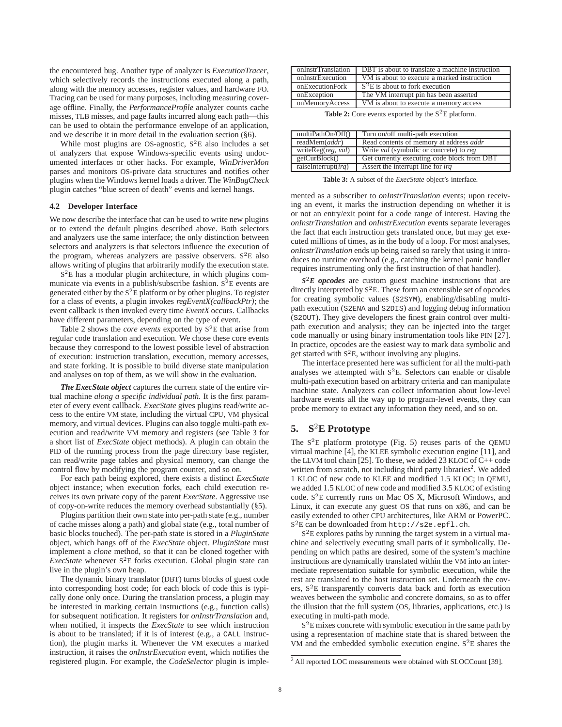the encountered bug. Another type of analyzer is *ExecutionTracer*, which selectively records the instructions executed along a path, along with the memory accesses, register values, and hardware I/O. Tracing can be used for many purposes, including measuring coverage offline. Finally, the *PerformanceProfile* analyzer counts cache misses, TLB misses, and page faults incurred along each path—this can be used to obtain the performance envelope of an application, and we describe it in more detail in the evaluation section (§6).

While most plugins are OS-agnostic, $S^2E$ also includes a set of analyzers that expose Windows-specific events using undocumented interfaces or other hacks. For example, *WinDriverMon* parses and monitors OS-private data structures and notifies other plugins when the Windows kernel loads a driver. The *WinBugCheck* plugin catches "blue screen of death" events and kernel hangs.

### 4.2 Developer Interface

We now describe the interface that can be used to write new plugins or to extend the default plugins described above. Both selectors and analyzers use the same interface; the only distinction between selectors and analyzers is that selectors influence the execution of the program, whereas analyzers are passive observers. $S^2E$ also allows writing of plugins that arbitrarily modify the execution state.

$S^2E$ has a modular plugin architecture, in which plugins communicate via events in a publish/subscribe fashion. $S^2E$ events are generated either by the $S^2E$ platform or by other plugins. To register for a class of events, a plugin invokes *regEventX(callbackPtr)*; the event callback is then invoked every time *EventX* occurs. Callbacks have different parameters, depending on the type of event.

Table 2 shows the *core events* exported by $S^2E$ that arise from regular code translation and execution. We chose these core events because they correspond to the lowest possible level of abstraction of execution: instruction translation, execution, memory accesses, and state forking. It is possible to build diverse state manipulation and analyses on top of them, as we will show in the evaluation.

***The ExecState object*** captures the current state of the entire virtual machine *along a specific individual path*. It is the first parameter of every event callback. *ExecState* gives plugins read/write access to the entire VM state, including the virtual CPU, VM physical memory, and virtual devices. Plugins can also toggle multi-path execution and read/write VM memory and registers (see Table 3 for a short list of *ExecState* object methods). A plugin can obtain the PID of the running process from the page directory base register, can read/write page tables and physical memory, can change the control flow by modifying the program counter, and so on.

For each path being explored, there exists a distinct *ExecState* object instance; when execution forks, each child execution receives its own private copy of the parent *ExecState*. Aggressive use of copy-on-write reduces the memory overhead substantially (§5).

Plugins partition their own state into per-path state (e.g., number of cache misses along a path) and global state (e.g., total number of basic blocks touched). The per-path state is stored in a *PluginState* object, which hangs off of the *ExecState* object. *PluginState* must implement a *clone* method, so that it can be cloned together with *ExecState* whenever $S^2E$ forks execution. Global plugin state can live in the plugin's own heap.

The dynamic binary translator (DBT) turns blocks of guest code into corresponding host code; for each block of code this is typically done only once. During the translation process, a plugin may be interested in marking certain instructions (e.g., function calls) for subsequent notification. It registers for *onInstrTranslation* and, when notified, it inspects the *ExecState* to see which instruction is about to be translated; if it is of interest (e.g., a CALL instruction), the plugin marks it. Whenever the VM executes a marked instruction, it raises the *onInstrExecution* event, which notifies the registered plugin. For example, the *CodeSelector* plugin is implemented as a subscriber to *onInstrTranslation* events; upon receiving an event, it marks the instruction depending on whether it is or not an entry/exit point for a code range of interest. Having the *onInstrTranslation* and *onInstrExecution* events separate leverages the fact that each instruction gets translated once, but may get executed millions of times, as in the body of a loop. For most analyses, *onInstrTranslation* ends up being raised so rarely that using it introduces no runtime overhead (e.g., catching the kernel panic handler requires instrumenting only the first instruction of that handler).

| | |
|---|---|
| onInstrTranslation | DBT is about to translate a machine instruction |
| onInstrExecution | VM is about to execute a marked instruction |
| onExecutionFork | $S^2E$ is about to fork execution |
| onException | The VM interrupt pin has been asserted |
| onMemoryAccess | VM is about to execute a memory access |

**Table 2:** Core events exported by the $S^2E$ platform.

| | |
|---|---|
| multiPathOn/Off() | Turn on/off multi-path execution |
| readMem(*addr*) | Read contents of memory at address *addr* |
| writeReg(*reg*, *val*) | Write *val* (symbolic or concrete) to *reg* |
| getCurBlock() | Get currently executing code block from DBT |
| raiseInterrupt(*irq*) | Assert the interrupt line for *irq* |

**Table 3:** A subset of the *ExecState* object's interface.

***$S^2E$ opcodes*** are custom guest machine instructions that are directly interpreted by $S^2E$. These form an extensible set of opcodes for creating symbolic values (`S2SYM`), enabling/disabling multi-path execution (`S2ENA` and `S2DIS`) and logging debug information (`S2OUT`). They give developers the finest grain control over multi-path execution and analysis; they can be injected into the target code manually or using binary instrumentation tools like PIN [27]. In practice, opcodes are the easiest way to mark data symbolic and get started with $S^2E$, without involving any plugins.

The interface presented here was sufficient for all the multi-path analyses we attempted with $S^2E$. Selectors can enable or disable multi-path execution based on arbitrary criteria and can manipulate machine state. Analyzers can collect information about low-level hardware events all the way up to program-level events, they can probe memory to extract any information they need, and so on.

## 5. $S^2E$ Prototype

The $S^2E$ platform prototype (Fig. 5) reuses parts of the QEMU virtual machine [4], the KLEE symbolic execution engine [11], and the LLVM tool chain [25]. To these, we added 23 KLOC of C++ code written from scratch, not including third party libraries[2]. We added 1 KLOC of new code to KLEE and modified 1.5 KLOC; in QEMU, we added 1.5 KLOC of new code and modified 3.5 KLOC of existing code. $S^2E$ currently runs on Mac OS X, Microsoft Windows, and Linux, it can execute any guest OS that runs on x86, and it can be easily extended to other CPU architectures, like ARM or PowerPC. $S^2E$ can be downloaded from `http://s2e.epfl.ch`.

$S^2E$ explores paths by running the target system in a virtual machine and selectively executing small parts of it symbolically. Depending on which paths are desired, some of the system's machine instructions are dynamically translated within the VM into an intermediate representation suitable for symbolic execution, while the rest are translated to the host instruction set. Underneath the covers, $S^2E$ transparently converts data back and forth as execution weaves between the symbolic and concrete domains, so as to offer the illusion that the full system (OS, libraries, applications, etc.) is executing in multi-path mode.

$S^2E$ mixes concrete with symbolic execution in the same path by using a representation of machine state that is shared between the VM and the embedded symbolic execution engine. $S^2E$ shares the

[2] All reported LOC measurements were obtained with SLOCCount [39].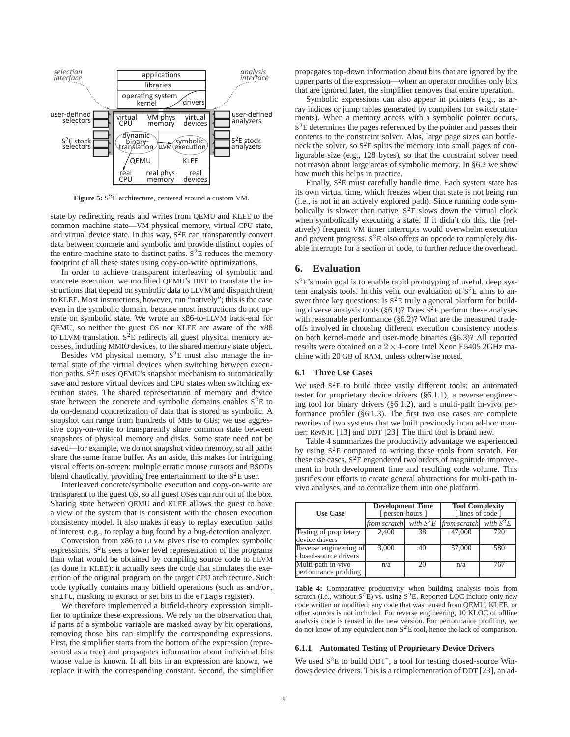**Figure 5:** S$^2$E architecture, centered around a custom VM.

state by redirecting reads and writes from QEMU and KLEE to the common machine state—VM physical memory, virtual CPU state, and virtual device state. In this way, S$^2$E can transparently convert data between concrete and symbolic and provide distinct copies of the entire machine state to distinct paths. S$^2$E reduces the memory footprint of all these states using copy-on-write optimizations.

In order to achieve transparent interleaving of symbolic and concrete execution, we modified QEMU's DBT to translate the instructions that depend on symbolic data to LLVM and dispatch them to KLEE. Most instructions, however, run "natively"; this is the case even in the symbolic domain, because most instructions do not operate on symbolic state. We wrote an x86-to-LLVM back-end for QEMU, so neither the guest OS nor KLEE are aware of the x86 to LLVM translation. S$^2$E redirects all guest physical memory accesses, including MMIO devices, to the shared memory state object.

Besides VM physical memory, S$^2$E must also manage the internal state of the virtual devices when switching between execution paths. S$^2$E uses QEMU's snapshot mechanism to automatically save and restore virtual devices and CPU states when switching execution states. The shared representation of memory and device state between the concrete and symbolic domains enables S$^2$E to do on-demand concretization of data that is stored as symbolic. A snapshot can range from hundreds of MBs to GBs; we use aggressive copy-on-write to transparently share common state between snapshots of physical memory and disks. Some state need not be saved—for example, we do not snapshot video memory, so all paths share the same frame buffer. As an aside, this makes for intriguing visual effects on-screen: multiple erratic mouse cursors and BSODs blend chaotically, providing free entertainment to the S$^2$E user.

Interleaved concrete/symbolic execution and copy-on-write are transparent to the guest OS, so all guest OSes can run out of the box. Sharing state between QEMU and KLEE allows the guest to have a view of the system that is consistent with the chosen execution consistency model. It also makes it easy to replay execution paths of interest, e.g., to replay a bug found by a bug-detection analyzer.

Conversion from x86 to LLVM gives rise to complex symbolic expressions. S$^2$E sees a lower level representation of the programs than what would be obtained by compiling source code to LLVM (as done in KLEE): it actually sees the code that simulates the execution of the original program on the target CPU architecture. Such code typically contains many bitfield operations (such as `and`/`or`, `shift`, masking to extract or set bits in the `eflags` register).

We therefore implemented a bitfield-theory expression simplifier to optimize these expressions. We rely on the observation that, if parts of a symbolic variable are masked away by bit operations, removing those bits can simplify the corresponding expressions. First, the simplifier starts from the bottom of the expression (represented as a tree) and propagates information about individual bits whose value is known. If all bits in an expression are known, we replace it with the corresponding constant. Second, the simplifier propagates top-down information about bits that are ignored by the upper parts of the expression—when an operator modifies only bits that are ignored later, the simplifier removes that entire operation.

Symbolic expressions can also appear in pointers (e.g., as array indices or jump tables generated by compilers for switch statements). When a memory access with a symbolic pointer occurs, S$^2$E determines the pages referenced by the pointer and passes their contents to the constraint solver. Alas, large page sizes can bottleneck the solver, so S$^2$E splits the memory into small pages of configurable size (e.g., 128 bytes), so that the constraint solver need not reason about large areas of symbolic memory. In §6.2 we show how much this helps in practice.

Finally, S$^2$E must carefully handle time. Each system state has its own virtual time, which freezes when that state is not being run (i.e., is not in an actively explored path). Since running code symbolically is slower than native, S$^2$E slows down the virtual clock when symbolically executing a state. If it didn't do this, the (relatively) frequent VM timer interrupts would overwhelm execution and prevent progress. S$^2$E also offers an opcode to completely disable interrupts for a section of code, to further reduce the overhead.

# 6. Evaluation

S$^2$E's main goal is to enable rapid prototyping of useful, deep system analysis tools. In this vein, our evaluation of S$^2$E aims to answer three key questions: Is S$^2$E truly a general platform for building diverse analysis tools (§6.1)? Does S$^2$E perform these analyses with reasonable performance (§6.2)? What are the measured tradeoffs involved in choosing different execution consistency models on both kernel-mode and user-mode binaries (§6.3)? All reported results were obtained on a $2 \times 4$-core Intel Xeon E5405 2GHz machine with 20 GB of RAM, unless otherwise noted.

## 6.1 Three Use Cases

We used S$^2$E to build three vastly different tools: an automated tester for proprietary device drivers (§6.1.1), a reverse engineering tool for binary drivers (§6.1.2), and a multi-path in-vivo performance profiler (§6.1.3). The first two use cases are complete rewrites of two systems that we built previously in an ad-hoc manner: RevNIC [13] and DDT [23]. The third tool is brand new.

Table 4 summarizes the productivity advantage we experienced by using S$^2$E compared to writing these tools from scratch. For these use cases, S$^2$E engendered two orders of magnitude improvement in both development time and resulting code volume. This justifies our efforts to create general abstractions for multi-path in-vivo analyses, and to centralize them into one platform.

| Use Case | Development Time [ person-hours ] | | Tool Complexity [ lines of code ] | |
|---|---|---|---|---|
| | *from scratch* | *with S$^2$E* | *from scratch* | *with S$^2$E* |
| Testing of proprietary device drivers | 2,400 | 38 | 47,000 | 720 |
| Reverse engineering of closed-source drivers | 3,000 | 40 | 57,000 | 580 |
| Multi-path in-vivo performance profiling | n/a | 20 | n/a | 767 |

**Table 4:** Comparative productivity when building analysis tools from scratch (i.e., without S$^2$E) vs. using S$^2$E. Reported LOC include only new code written or modified; any code that was reused from QEMU, KLEE, or other sources is not included. For reverse engineering, 10 KLOC of offline analysis code is reused in the new version. For performance profiling, we do not know of any equivalent non-S$^2$E tool, hence the lack of comparison.

### 6.1.1 Automated Testing of Proprietary Device Drivers

We used S$^2$E to build DDT$^+$, a tool for testing closed-source Windows device drivers. This is a reimplementation of DDT [23], an ad-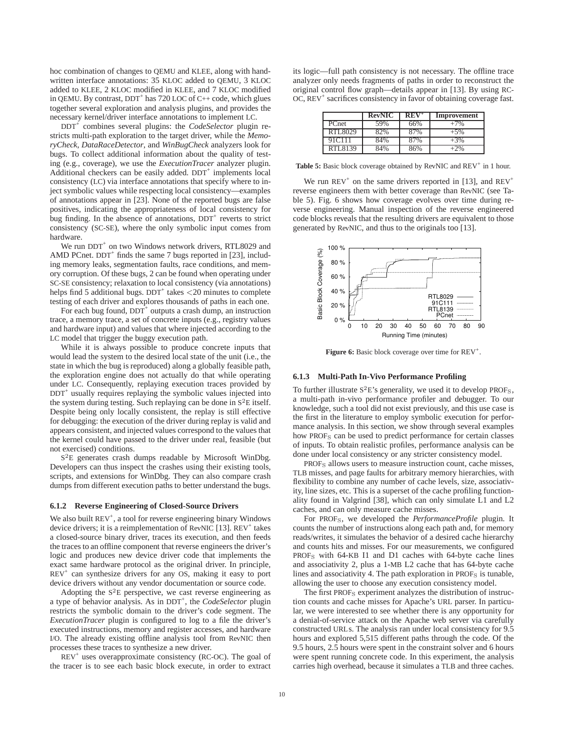hoc combination of changes to QEMU and KLEE, along with hand-written interface annotations: 35 KLOC added to QEMU, 3 KLOC added to KLEE, 2 KLOC modified in KLEE, and 7 KLOC modified in QEMU. By contrast, DDT+ has 720 LOC of C++ code, which glues together several exploration and analysis plugins, and provides the necessary kernel/driver interface annotations to implement LC.

DDT+ combines several plugins: the *CodeSelector* plugin restricts multi-path exploration to the target driver, while the *MemoryCheck*, *DataRaceDetector*, and *WinBugCheck* analyzers look for bugs. To collect additional information about the quality of testing (e.g., coverage), we use the *ExecutionTracer* analyzer plugin. Additional checkers can be easily added. DDT+ implements local consistency (LC) via interface annotations that specify where to inject symbolic values while respecting local consistency—examples of annotations appear in [23]. None of the reported bugs are false positives, indicating the appropriateness of local consistency for bug finding. In the absence of annotations, DDT+ reverts to strict consistency (SC-SE), where the only symbolic input comes from hardware.

We run DDT+ on two Windows network drivers, RTL8029 and AMD PCnet. DDT+ finds the same 7 bugs reported in [23], including memory leaks, segmentation faults, race conditions, and memory corruption. Of these bugs, 2 can be found when operating under SC-SE consistency; relaxation to local consistency (via annotations) helps find 5 additional bugs. DDT+ takes $<$20 minutes to complete testing of each driver and explores thousands of paths in each one.

For each bug found, DDT+ outputs a crash dump, an instruction trace, a memory trace, a set of concrete inputs (e.g., registry values and hardware input) and values that where injected according to the LC model that trigger the buggy execution path.

While it is always possible to produce concrete inputs that would lead the system to the desired local state of the unit (i.e., the state in which the bug is reproduced) along a globally feasible path, the exploration engine does not actually do that while operating under LC. Consequently, replaying execution traces provided by DDT+ usually requires replaying the symbolic values injected into the system during testing. Such replaying can be done in S$^2$E itself. Despite being only locally consistent, the replay is still effective for debugging: the execution of the driver during replay is valid and appears consistent, and injected values correspond to the values that the kernel could have passed to the driver under real, feasible (but not exercised) conditions.

S$^2$E generates crash dumps readable by Microsoft WinDbg. Developers can thus inspect the crashes using their existing tools, scripts, and extensions for WinDbg. They can also compare crash dumps from different execution paths to better understand the bugs.

#### 6.1.2 Reverse Engineering of Closed-Source Drivers

We also built REV+, a tool for reverse engineering binary Windows device drivers; it is a reimplementation of RevNIC [13]. REV+ takes a closed-source binary driver, traces its execution, and then feeds the traces to an offline component that reverse engineers the driver's logic and produces new device driver code that implements the exact same hardware protocol as the original driver. In principle, REV+ can synthesize drivers for any OS, making it easy to port device drivers without any vendor documentation or source code.

Adopting the S$^2$E perspective, we cast reverse engineering as a type of behavior analysis. As in DDT+, the *CodeSelector* plugin restricts the symbolic domain to the driver's code segment. The *ExecutionTracer* plugin is configured to log to a file the driver's executed instructions, memory and register accesses, and hardware I/O. The already existing offline analysis tool from RevNIC then processes these traces to synthesize a new driver.

REV+ uses overapproximate consistency (RC-OC). The goal of the tracer is to see each basic block execute, in order to extract its logic—full path consistency is not necessary. The offline trace analyzer only needs fragments of paths in order to reconstruct the original control flow graph—details appear in [13]. By using RC-OC, REV+ sacrifices consistency in favor of obtaining coverage fast.

| | RevNIC | REV+ | Improvement |
|---|---|---|---|
| PCnet | 59% | 66% | +7% |
| RTL8029 | 82% | 87% | +5% |
| 91C111 | 84% | 87% | +3% |
| RTL8139 | 84% | 86% | +2% |

**Table 5:** Basic block coverage obtained by RevNIC and REV+ in 1 hour.

We run REV+ on the same drivers reported in [13], and REV+ reverse engineers them with better coverage than RevNIC (see Table 5). Fig. 6 shows how coverage evolves over time during reverse engineering. Manual inspection of the reverse engineered code blocks reveals that the resulting drivers are equivalent to those generated by RevNIC, and thus to the originals too [13].

**Figure 6:** Basic block coverage over time for REV+.

#### 6.1.3 Multi-Path In-Vivo Performance Profiling

To further illustrate S$^2$E's generality, we used it to develop PROF$_S$, a multi-path in-vivo performance profiler and debugger. To our knowledge, such a tool did not exist previously, and this use case is the first in the literature to employ symbolic execution for performance analysis. In this section, we show through several examples how PROF$_S$ can be used to predict performance for certain classes of inputs. To obtain realistic profiles, performance analysis can be done under local consistency or any stricter consistency model.

PROF$_S$ allows users to measure instruction count, cache misses, TLB misses, and page faults for arbitrary memory hierarchies, with flexibility to combine any number of cache levels, size, associativity, line sizes, etc. This is a superset of the cache profiling functionality found in Valgrind [38], which can only simulate L1 and L2 caches, and can only measure cache misses.

For PROF$_S$, we developed the *PerformanceProfile* plugin. It counts the number of instructions along each path and, for memory reads/writes, it simulates the behavior of a desired cache hierarchy and counts hits and misses. For our measurements, we configured PROF$_S$ with 64-KB I1 and D1 caches with 64-byte cache lines and associativity 2, plus a 1-MB L2 cache that has 64-byte cache lines and associativity 4. The path exploration in PROF$_S$ is tunable, allowing the user to choose any execution consistency model.

The first PROF$_S$ experiment analyzes the distribution of instruction counts and cache misses for Apache's URL parser. In particular, we were interested to see whether there is any opportunity for a denial-of-service attack on the Apache web server via carefully constructed URLs. The analysis ran under local consistency for 9.5 hours and explored 5,515 different paths through the code. Of the 9.5 hours, 2.5 hours were spent in the constraint solver and 6 hours were spent running concrete code. In this experiment, the analysis carries high overhead, because it simulates a TLB and three caches.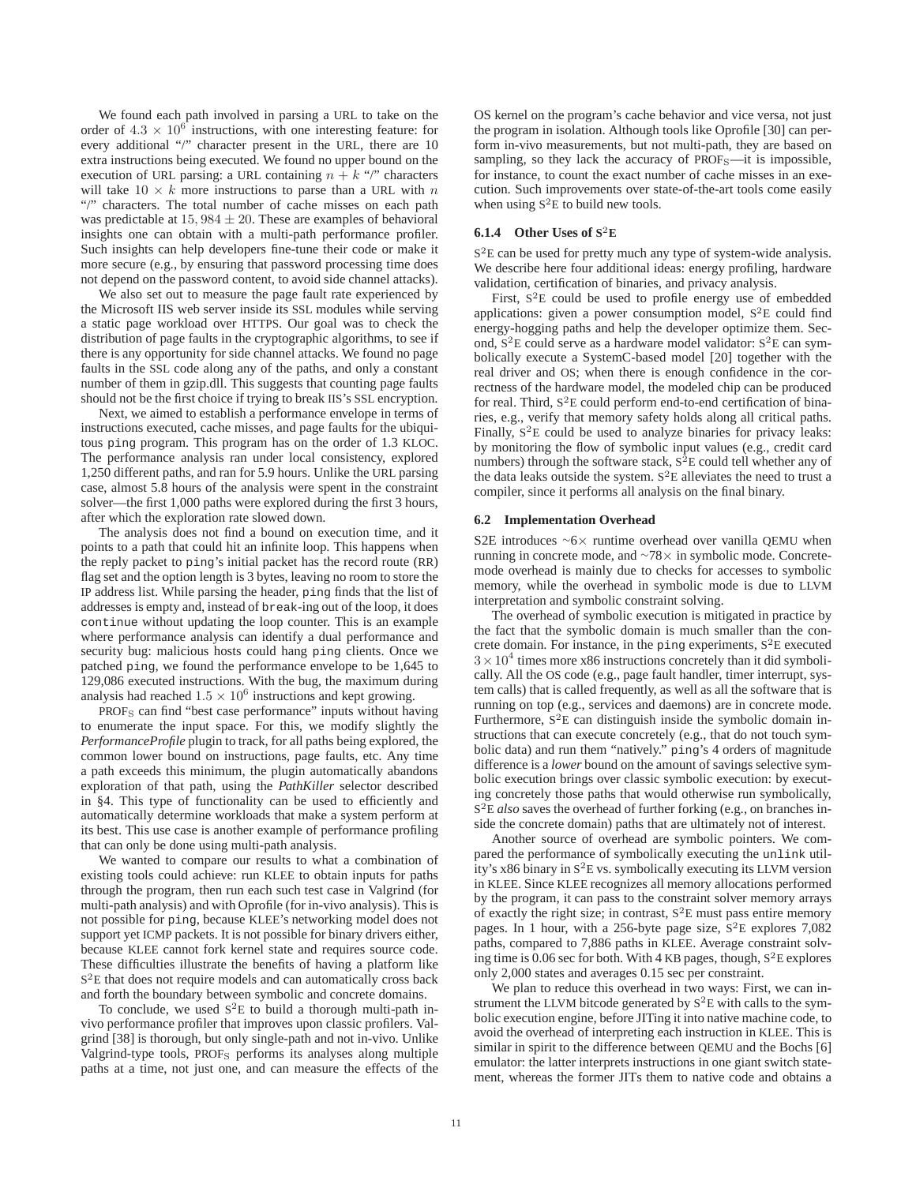We found each path involved in parsing a URL to take on the order of $4.3 \times 10^6$ instructions, with one interesting feature: for every additional "/" character present in the URL, there are 10 extra instructions being executed. We found no upper bound on the execution of URL parsing: a URL containing $n + k$ "/" characters will take $10 \times k$ more instructions to parse than a URL with $n$ "/" characters. The total number of cache misses on each path was predictable at $15,984 \pm 20$. These are examples of behavioral insights one can obtain with a multi-path performance profiler. Such insights can help developers fine-tune their code or make it more secure (e.g., by ensuring that password processing time does not depend on the password content, to avoid side channel attacks).

We also set out to measure the page fault rate experienced by the Microsoft IIS web server inside its SSL modules while serving a static page workload over HTTPS. Our goal was to check the distribution of page faults in the cryptographic algorithms, to see if there is any opportunity for side channel attacks. We found no page faults in the SSL code along any of the paths, and only a constant number of them in gzip.dll. This suggests that counting page faults should not be the first choice if trying to break IIS's SSL encryption.

Next, we aimed to establish a performance envelope in terms of instructions executed, cache misses, and page faults for the ubiquitous `ping` program. This program has on the order of 1.3 KLOC. The performance analysis ran under local consistency, explored 1,250 different paths, and ran for 5.9 hours. Unlike the URL parsing case, almost 5.8 hours of the analysis were spent in the constraint solver—the first 1,000 paths were explored during the first 3 hours, after which the exploration rate slowed down.

The analysis does not find a bound on execution time, and it points to a path that could hit an infinite loop. This happens when the reply packet to `ping`'s initial packet has the record route (RR) flag set and the option length is 3 bytes, leaving no room to store the IP address list. While parsing the header, `ping` finds that the list of addresses is empty and, instead of `break`-ing out of the loop, it does `continue` without updating the loop counter. This is an example where performance analysis can identify a dual performance and security bug: malicious hosts could hang `ping` clients. Once we patched `ping`, we found the performance envelope to be 1,645 to 129,086 executed instructions. With the bug, the maximum during analysis had reached $1.5 \times 10^6$ instructions and kept growing.

$\text{PROF}_\text{S}$ can find "best case performance" inputs without having to enumerate the input space. For this, we modify slightly the *PerformanceProfile* plugin to track, for all paths being explored, the common lower bound on instructions, page faults, etc. Any time a path exceeds this minimum, the plugin automatically abandons exploration of that path, using the *PathKiller* selector described in §4. This type of functionality can be used to efficiently and automatically determine workloads that make a system perform at its best. This use case is another example of performance profiling that can only be done using multi-path analysis.

We wanted to compare our results to what a combination of existing tools could achieve: run KLEE to obtain inputs for paths through the program, then run each such test case in Valgrind (for multi-path analysis) and with Oprofile (for in-vivo analysis). This is not possible for `ping`, because KLEE's networking model does not support yet ICMP packets. It is not possible for binary drivers either, because KLEE cannot fork kernel state and requires source code. These difficulties illustrate the benefits of having a platform like $\text{S}^2\text{E}$ that does not require models and can automatically cross back and forth the boundary between symbolic and concrete domains.

To conclude, we used $\text{S}^2\text{E}$ to build a thorough multi-path in-vivo performance profiler that improves upon classic profilers. Valgrind [38] is thorough, but only single-path and not in-vivo. Unlike Valgrind-type tools, $\text{PROF}_\text{S}$ performs its analyses along multiple paths at a time, not just one, and can measure the effects of the OS kernel on the program's cache behavior and vice versa, not just the program in isolation. Although tools like Oprofile [30] can perform in-vivo measurements, but not multi-path, they are based on sampling, so they lack the accuracy of $\text{PROF}_\text{S}$—it is impossible, for instance, to count the exact number of cache misses in an execution. Such improvements over state-of-the-art tools come easily when using $\text{S}^2\text{E}$ to build new tools.

#### 6.1.4 Other Uses of $\text{S}^2\text{E}$

$\text{S}^2\text{E}$ can be used for pretty much any type of system-wide analysis. We describe here four additional ideas: energy profiling, hardware validation, certification of binaries, and privacy analysis.

First, $\text{S}^2\text{E}$ could be used to profile energy use of embedded applications: given a power consumption model, $\text{S}^2\text{E}$ could find energy-hogging paths and help the developer optimize them. Second, $\text{S}^2\text{E}$ could serve as a hardware model validator: $\text{S}^2\text{E}$ can symbolically execute a SystemC-based model [20] together with the real driver and OS; when there is enough confidence in the correctness of the hardware model, the modeled chip can be produced for real. Third, $\text{S}^2\text{E}$ could perform end-to-end certification of binaries, e.g., verify that memory safety holds along all critical paths. Finally, $\text{S}^2\text{E}$ could be used to analyze binaries for privacy leaks: by monitoring the flow of symbolic input values (e.g., credit card numbers) through the software stack, $\text{S}^2\text{E}$ could tell whether any of the data leaks outside the system. $\text{S}^2\text{E}$ alleviates the need to trust a compiler, since it performs all analysis on the final binary.

### 6.2 Implementation Overhead

S2E introduces ~6× runtime overhead over vanilla QEMU when running in concrete mode, and ~78× in symbolic mode. Concrete-mode overhead is mainly due to checks for accesses to symbolic memory, while the overhead in symbolic mode is due to LLVM interpretation and symbolic constraint solving.

The overhead of symbolic execution is mitigated in practice by the fact that the symbolic domain is much smaller than the concrete domain. For instance, in the `ping` experiments, $\text{S}^2\text{E}$ executed $3 \times 10^4$ times more x86 instructions concretely than it did symbolically. All the OS code (e.g., page fault handler, timer interrupt, system calls) that is called frequently, as well as all the software that is running on top (e.g., services and daemons) are in concrete mode. Furthermore, $\text{S}^2\text{E}$ can distinguish inside the symbolic domain instructions that can execute concretely (e.g., that do not touch symbolic data) and run them "natively." `ping`'s 4 orders of magnitude difference is a *lower* bound on the amount of savings selective symbolic execution brings over classic symbolic execution: by executing concretely those paths that would otherwise run symbolically, $\text{S}^2\text{E}$ *also* saves the overhead of further forking (e.g., on branches inside the concrete domain) paths that are ultimately not of interest.

Another source of overhead are symbolic pointers. We compared the performance of symbolically executing the `unlink` utility's x86 binary in $\text{S}^2\text{E}$ vs. symbolically executing its LLVM version in KLEE. Since KLEE recognizes all memory allocations performed by the program, it can pass to the constraint solver memory arrays of exactly the right size; in contrast, $\text{S}^2\text{E}$ must pass entire memory pages. In 1 hour, with a 256-byte page size, $\text{S}^2\text{E}$ explores 7,082 paths, compared to 7,886 paths in KLEE. Average constraint solving time is 0.06 sec for both. With 4 KB pages, though, $\text{S}^2\text{E}$ explores only 2,000 states and averages 0.15 sec per constraint.

We plan to reduce this overhead in two ways: First, we can instrument the LLVM bitcode generated by $\text{S}^2\text{E}$ with calls to the symbolic execution engine, before JITing it into native machine code, to avoid the overhead of interpreting each instruction in KLEE. This is similar in spirit to the difference between QEMU and the Bochs [6] emulator: the latter interprets instructions in one giant switch statement, whereas the former JITs them to native code and obtains a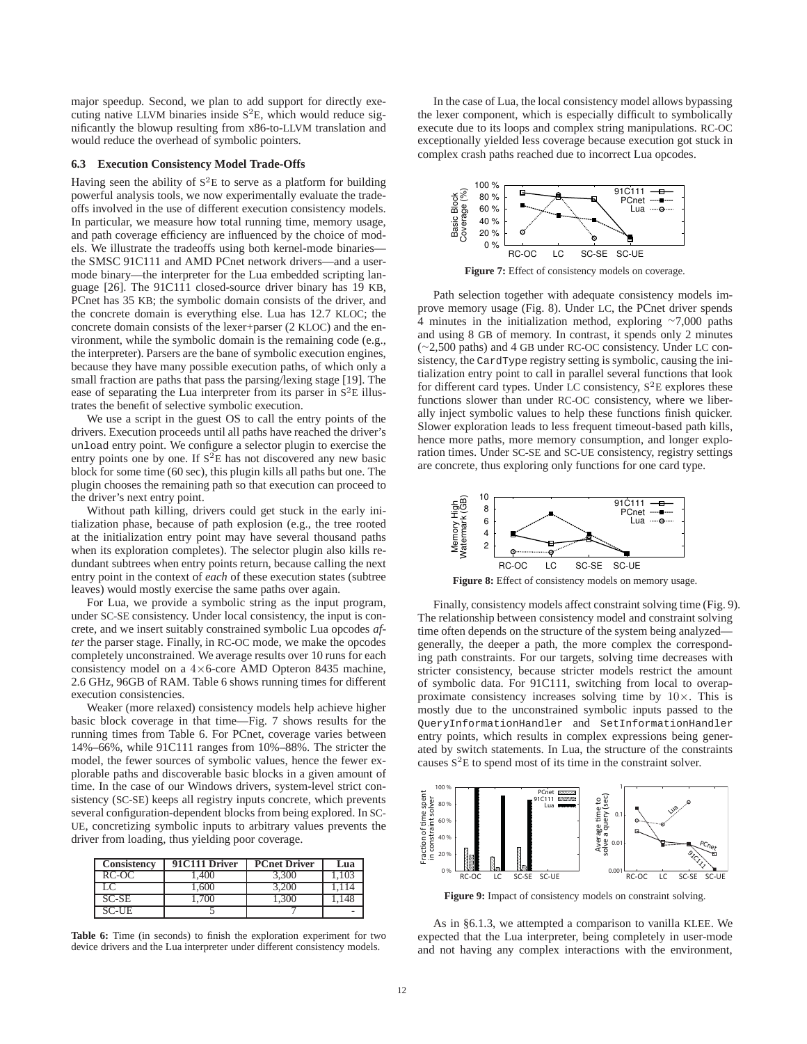major speedup. Second, we plan to add support for directly executing native LLVM binaries inside S$^2$E, which would reduce significantly the blowup resulting from x86-to-LLVM translation and would reduce the overhead of symbolic pointers.

### 6.3 Execution Consistency Model Trade-Offs

Having seen the ability of S$^2$E to serve as a platform for building powerful analysis tools, we now experimentally evaluate the tradeoffs involved in the use of different execution consistency models. In particular, we measure how total running time, memory usage, and path coverage efficiency are influenced by the choice of models. We illustrate the tradeoffs using both kernel-mode binaries—the SMSC 91C111 and AMD PCnet network drivers—and a user-mode binary—the interpreter for the Lua embedded scripting language [26]. The 91C111 closed-source driver binary has 19 KB, PCnet has 35 KB; the symbolic domain consists of the driver, and the concrete domain is everything else. Lua has 12.7 KLOC; the concrete domain consists of the lexer+parser (2 KLOC) and the environment, while the symbolic domain is the remaining code (e.g., the interpreter). Parsers are the bane of symbolic execution engines, because they have many possible execution paths, of which only a small fraction are paths that pass the parsing/lexing stage [19]. The ease of separating the Lua interpreter from its parser in S$^2$E illustrates the benefit of selective symbolic execution.

We use a script in the guest OS to call the entry points of the drivers. Execution proceeds until all paths have reached the driver's `unload` entry point. We configure a selector plugin to exercise the entry points one by one. If S$^2$E has not discovered any new basic block for some time (60 sec), this plugin kills all paths but one. The plugin chooses the remaining path so that execution can proceed to the driver's next entry point.

Without path killing, drivers could get stuck in the early initialization phase, because of path explosion (e.g., the tree rooted at the initialization entry point may have several thousand paths when its exploration completes). The selector plugin also kills redundant subtrees when entry points return, because calling the next entry point in the context of *each* of these execution states (subtree leaves) would mostly exercise the same paths over again.

For Lua, we provide a symbolic string as the input program, under SC-SE consistency. Under local consistency, the input is concrete, and we insert suitably constrained symbolic Lua opcodes *after* the parser stage. Finally, in RC-OC mode, we make the opcodes completely unconstrained. We average results over 10 runs for each consistency model on a $4{\times}6$-core AMD Opteron 8435 machine, 2.6 GHz, 96GB of RAM. Table 6 shows running times for different execution consistencies.

Weaker (more relaxed) consistency models help achieve higher basic block coverage in that time—Fig. 7 shows results for the running times from Table 6. For PCnet, coverage varies between 14%–66%, while 91C111 ranges from 10%–88%. The stricter the model, the fewer sources of symbolic values, hence the fewer explorable paths and discoverable basic blocks in a given amount of time. In the case of our Windows drivers, system-level strict consistency (SC-SE) keeps all registry inputs concrete, which prevents several configuration-dependent blocks from being explored. In SC-UE, concretizing symbolic inputs to arbitrary values prevents the driver from loading, thus yielding poor coverage.

| Consistency | 91C111 Driver | PCnet Driver | Lua |
|---|---|---|---|
| RC-OC | 1,400 | 3,300 | 1,103 |
| LC | 1,600 | 3,200 | 1,114 |
| SC-SE | 1,700 | 1,300 | 1,148 |
| SC-UE | 5 | 7 | - |

**Table 6:** Time (in seconds) to finish the exploration experiment for two device drivers and the Lua interpreter under different consistency models.

In the case of Lua, the local consistency model allows bypassing the lexer component, which is especially difficult to symbolically execute due to its loops and complex string manipulations. RC-OC exceptionally yielded less coverage because execution got stuck in complex crash paths reached due to incorrect Lua opcodes.

**Figure 7:** Effect of consistency models on coverage.

Path selection together with adequate consistency models improve memory usage (Fig. 8). Under LC, the PCnet driver spends 4 minutes in the initialization method, exploring ~7,000 paths and using 8 GB of memory. In contrast, it spends only 2 minutes (~2,500 paths) and 4 GB under RC-OC consistency. Under LC consistency, the `CardType` registry setting is symbolic, causing the initialization entry point to call in parallel several functions that look for different card types. Under LC consistency, S$^2$E explores these functions slower than under RC-OC consistency, where we liberally inject symbolic values to help these functions finish quicker. Slower exploration leads to less frequent timeout-based path kills, hence more paths, more memory consumption, and longer exploration times. Under SC-SE and SC-UE consistency, registry settings are concrete, thus exploring only functions for one card type.

**Figure 8:** Effect of consistency models on memory usage.

Finally, consistency models affect constraint solving time (Fig. 9). The relationship between consistency model and constraint solving time often depends on the structure of the system being analyzed—generally, the deeper a path, the more complex the corresponding path constraints. For our targets, solving time decreases with stricter consistency, because stricter models restrict the amount of symbolic data. For 91C111, switching from local to overapproximate consistency increases solving time by $10\times$. This is mostly due to the unconstrained symbolic inputs passed to the `QueryInformationHandler` and `SetInformationHandler` entry points, which results in complex expressions being generated by switch statements. In Lua, the structure of the constraints causes S$^2$E to spend most of its time in the constraint solver.

**Figure 9:** Impact of consistency models on constraint solving.

As in §6.1.3, we attempted a comparison to vanilla KLEE. We expected that the Lua interpreter, being completely in user-mode and not having any complex interactions with the environment,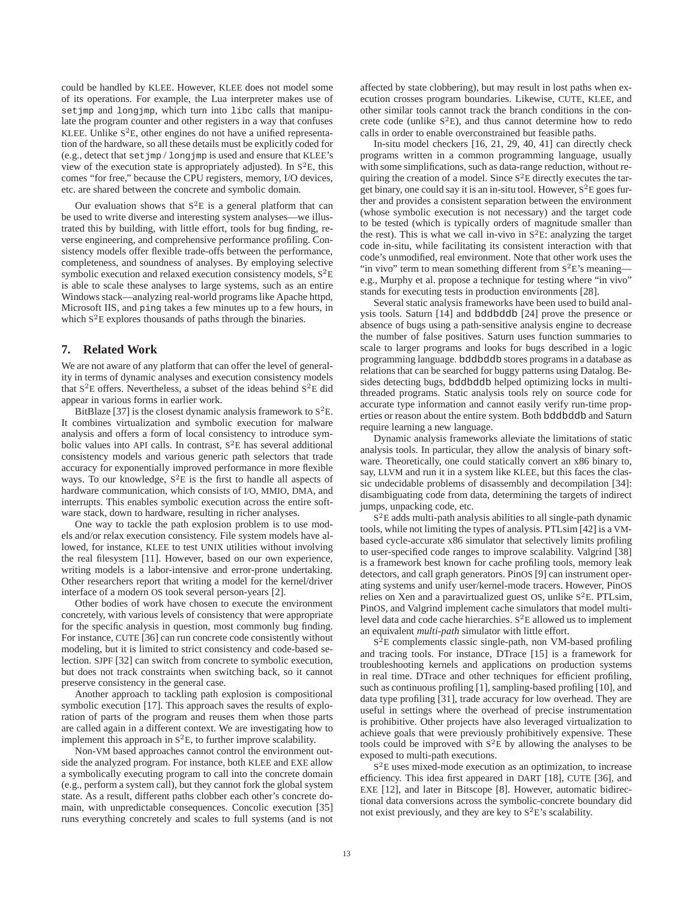could be handled by KLEE. However, KLEE does not model some of its operations. For example, the Lua interpreter makes use of `setjmp` and `longjmp`, which turn into `libc` calls that manipulate the program counter and other registers in a way that confuses KLEE. Unlike $S^2E$, other engines do not have a unified representation of the hardware, so all these details must be explicitly coded for (e.g., detect that `setjmp` / `longjmp` is used and ensure that KLEE's view of the execution state is appropriately adjusted). In $S^2E$, this comes "for free," because the CPU registers, memory, I/O devices, etc. are shared between the concrete and symbolic domain.

Our evaluation shows that $S^2E$ is a general platform that can be used to write diverse and interesting system analyses—we illustrated this by building, with little effort, tools for bug finding, reverse engineering, and comprehensive performance profiling. Consistency models offer flexible trade-offs between the performance, completeness, and soundness of analyses. By employing selective symbolic execution and relaxed execution consistency models, $S^2E$ is able to scale these analyses to large systems, such as an entire Windows stack—analyzing real-world programs like Apache httpd, Microsoft IIS, and `ping` takes a few minutes up to a few hours, in which $S^2E$ explores thousands of paths through the binaries.

## 7. Related Work

We are not aware of any platform that can offer the level of generality in terms of dynamic analyses and execution consistency models that $S^2E$ offers. Nevertheless, a subset of the ideas behind $S^2E$ did appear in various forms in earlier work.

BitBlaze [37] is the closest dynamic analysis framework to $S^2E$. It combines virtualization and symbolic execution for malware analysis and offers a form of local consistency to introduce symbolic values into API calls. In contrast, $S^2E$ has several additional consistency models and various generic path selectors that trade accuracy for exponentially improved performance in more flexible ways. To our knowledge, $S^2E$ is the first to handle all aspects of hardware communication, which consists of I/O, MMIO, DMA, and interrupts. This enables symbolic execution across the entire software stack, down to hardware, resulting in richer analyses.

One way to tackle the path explosion problem is to use models and/or relax execution consistency. File system models have allowed, for instance, KLEE to test UNIX utilities without involving the real filesystem [11]. However, based on our own experience, writing models is a labor-intensive and error-prone undertaking. Other researchers report that writing a model for the kernel/driver interface of a modern OS took several person-years [2].

Other bodies of work have chosen to execute the environment concretely, with various levels of consistency that were appropriate for the specific analysis in question, most commonly bug finding. For instance, CUTE [36] can run concrete code consistently without modeling, but it is limited to strict consistency and code-based selection. SJPF [32] can switch from concrete to symbolic execution, but does not track constraints when switching back, so it cannot preserve consistency in the general case.

Another approach to tackling path explosion is compositional symbolic execution [17]. This approach saves the results of exploration of parts of the program and reuses them when those parts are called again in a different context. We are investigating how to implement this approach in $S^2E$, to further improve scalability.

Non-VM based approaches cannot control the environment outside the analyzed program. For instance, both KLEE and EXE allow a symbolically executing program to call into the concrete domain (e.g., perform a system call), but they cannot fork the global system state. As a result, different paths clobber each other's concrete domain, with unpredictable consequences. Concolic execution [35] runs everything concretely and scales to full systems (and is not affected by state clobbering), but may result in lost paths when execution crosses program boundaries. Likewise, CUTE, KLEE, and other similar tools cannot track the branch conditions in the concrete code (unlike $S^2E$), and thus cannot determine how to redo calls in order to enable overconstrained but feasible paths.

In-situ model checkers [16, 21, 29, 40, 41] can directly check programs written in a common programming language, usually with some simplifications, such as data-range reduction, without requiring the creation of a model. Since $S^2E$ directly executes the target binary, one could say it is an in-situ tool. However, $S^2E$ goes further and provides a consistent separation between the environment (whose symbolic execution is not necessary) and the target code to be tested (which is typically orders of magnitude smaller than the rest). This is what we call in-vivo in $S^2E$: analyzing the target code in-situ, while facilitating its consistent interaction with that code's unmodified, real environment. Note that other work uses the "in vivo" term to mean something different from $S^2E$'s meaning—e.g., Murphy et al. propose a technique for testing where "in vivo" stands for executing tests in production environments [28].

Several static analysis frameworks have been used to build analysis tools. Saturn [14] and bddbddb [24] prove the presence or absence of bugs using a path-sensitive analysis engine to decrease the number of false positives. Saturn uses function summaries to scale to larger programs and looks for bugs described in a logic programming language. bddbddb stores programs in a database as relations that can be searched for buggy patterns using Datalog. Besides detecting bugs, bddbddb helped optimizing locks in multithreaded programs. Static analysis tools rely on source code for accurate type information and cannot easily verify run-time properties or reason about the entire system. Both bddbddb and Saturn require learning a new language.

Dynamic analysis frameworks alleviate the limitations of static analysis tools. In particular, they allow the analysis of binary software. Theoretically, one could statically convert an x86 binary to, say, LLVM and run it in a system like KLEE, but this faces the classic undecidable problems of disassembly and decompilation [34]: disambiguating code from data, determining the targets of indirect jumps, unpacking code, etc.

$S^2E$ adds multi-path analysis abilities to all single-path dynamic tools, while not limiting the types of analysis. PTLsim [42] is a VM-based cycle-accurate x86 simulator that selectively limits profiling to user-specified code ranges to improve scalability. Valgrind [38] is a framework best known for cache profiling tools, memory leak detectors, and call graph generators. PinOS [9] can instrument operating systems and unify user/kernel-mode tracers. However, PinOS relies on Xen and a paravirtualized guest OS, unlike $S^2E$. PTLsim, PinOS, and Valgrind implement cache simulators that model multi-level data and code cache hierarchies. $S^2E$ allowed us to implement an equivalent *multi-path* simulator with little effort.

$S^2E$ complements classic single-path, non VM-based profiling and tracing tools. For instance, DTrace [15] is a framework for troubleshooting kernels and applications on production systems in real time. DTrace and other techniques for efficient profiling, such as continuous profiling [1], sampling-based profiling [10], and data type profiling [31], trade accuracy for low overhead. They are useful in settings where the overhead of precise instrumentation is prohibitive. Other projects have also leveraged virtualization to achieve goals that were previously prohibitively expensive. These tools could be improved with $S^2E$ by allowing the analyses to be exposed to multi-path executions.

$S^2E$ uses mixed-mode execution as an optimization, to increase efficiency. This idea first appeared in DART [18], CUTE [36], and EXE [12], and later in Bitscope [8]. However, automatic bidirectional data conversions across the symbolic-concrete boundary did not exist previously, and they are key to $S^2E$'s scalability.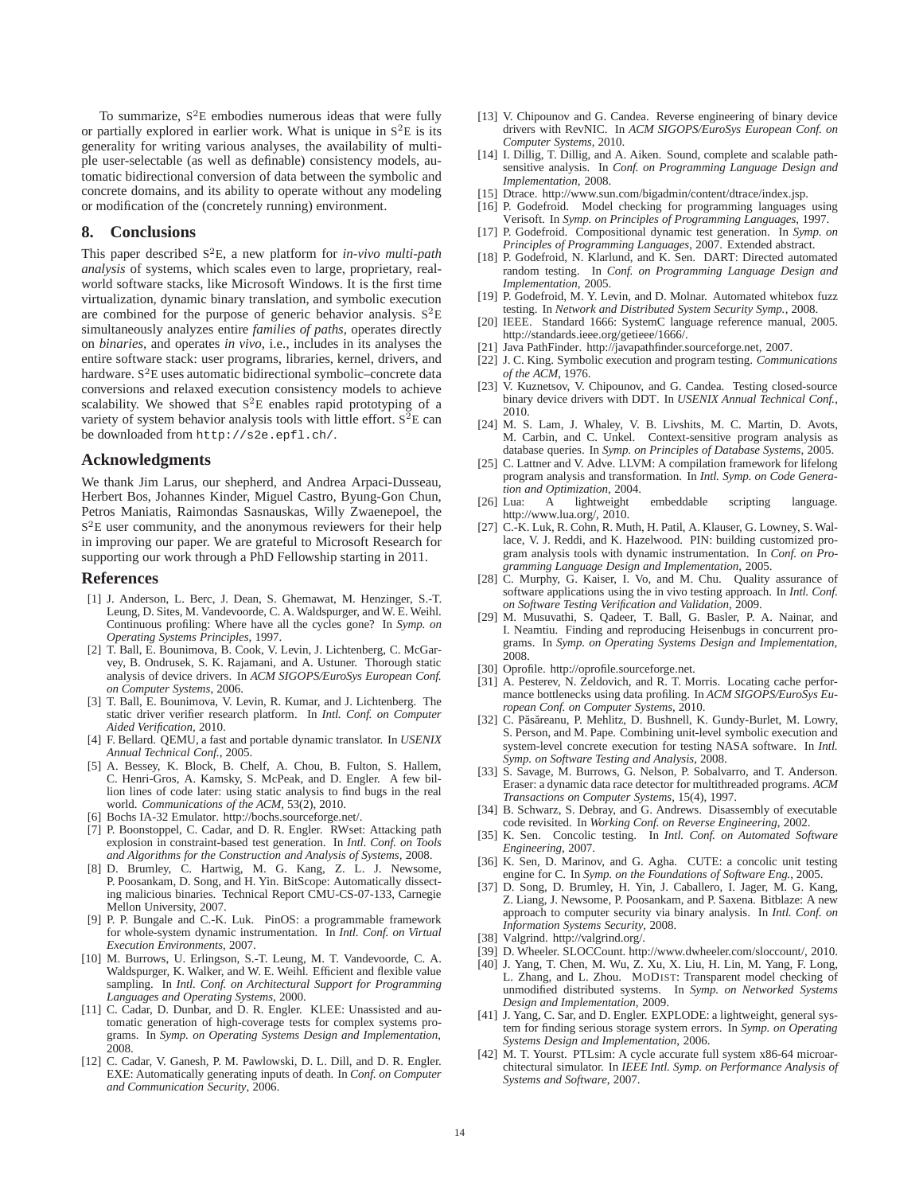To summarize, $S^2E$ embodies numerous ideas that were fully or partially explored in earlier work. What is unique in $S^2E$ is its generality for writing various analyses, the availability of multiple user-selectable (as well as definable) consistency models, automatic bidirectional conversion of data between the symbolic and concrete domains, and its ability to operate without any modeling or modification of the (concretely running) environment.

## 8. Conclusions

This paper described $S^2E$, a new platform for *in-vivo multi-path analysis* of systems, which scales even to large, proprietary, real-world software stacks, like Microsoft Windows. It is the first time virtualization, dynamic binary translation, and symbolic execution are combined for the purpose of generic behavior analysis. $S^2E$ simultaneously analyzes entire *families of paths*, operates directly on *binaries*, and operates *in vivo*, i.e., includes in its analyses the entire software stack: user programs, libraries, kernel, drivers, and hardware. $S^2E$ uses automatic bidirectional symbolic–concrete data conversions and relaxed execution consistency models to achieve scalability. We showed that $S^2E$ enables rapid prototyping of a variety of system behavior analysis tools with little effort. $S^2E$ can be downloaded from `http://s2e.epfl.ch/`.

## Acknowledgments

We thank Jim Larus, our shepherd, and Andrea Arpaci-Dusseau, Herbert Bos, Johannes Kinder, Miguel Castro, Byung-Gon Chun, Petros Maniatis, Raimondas Sasnauskas, Willy Zwaenepoel, the $S^2E$ user community, and the anonymous reviewers for their help in improving our paper. We are grateful to Microsoft Research for supporting our work through a PhD Fellowship starting in 2011.

## References

[1] J. Anderson, L. Berc, J. Dean, S. Ghemawat, M. Henzinger, S.-T. Leung, D. Sites, M. Vandevoorde, C. A. Waldspurger, and W. E. Weihl. Continuous profiling: Where have all the cycles gone? In *Symp. on Operating Systems Principles*, 1997.

[2] T. Ball, E. Bounimova, B. Cook, V. Levin, J. Lichtenberg, C. McGarvey, B. Ondrusek, S. K. Rajamani, and A. Ustuner. Thorough static analysis of device drivers. In *ACM SIGOPS/EuroSys European Conf. on Computer Systems*, 2006.

[3] T. Ball, E. Bounimova, V. Levin, R. Kumar, and J. Lichtenberg. The static driver verifier research platform. In *Intl. Conf. on Computer Aided Verification*, 2010.

[4] F. Bellard. QEMU, a fast and portable dynamic translator. In *USENIX Annual Technical Conf.*, 2005.

[5] A. Bessey, K. Block, B. Chelf, A. Chou, B. Fulton, S. Hallem, C. Henri-Gros, A. Kamsky, S. McPeak, and D. Engler. A few billion lines of code later: using static analysis to find bugs in the real world. *Communications of the ACM*, 53(2), 2010.

[6] Bochs IA-32 Emulator. http://bochs.sourceforge.net/.

[7] P. Boonstoppel, C. Cadar, and D. R. Engler. RWset: Attacking path explosion in constraint-based test generation. In *Intl. Conf. on Tools and Algorithms for the Construction and Analysis of Systems*, 2008.

[8] D. Brumley, C. Hartwig, M. G. Kang, Z. L. J. Newsome, P. Poosankam, D. Song, and H. Yin. BitScope: Automatically dissecting malicious binaries. Technical Report CMU-CS-07-133, Carnegie Mellon University, 2007.

[9] P. P. Bungale and C.-K. Luk. PinOS: a programmable framework for whole-system dynamic instrumentation. In *Intl. Conf. on Virtual Execution Environments*, 2007.

[10] M. Burrows, U. Erlingson, S.-T. Leung, M. T. Vandevoorde, C. A. Waldspurger, K. Walker, and W. E. Weihl. Efficient and flexible value sampling. In *Intl. Conf. on Architectural Support for Programming Languages and Operating Systems*, 2000.

[11] C. Cadar, D. Dunbar, and D. R. Engler. KLEE: Unassisted and automatic generation of high-coverage tests for complex systems programs. In *Symp. on Operating Systems Design and Implementation*, 2008.

[12] C. Cadar, V. Ganesh, P. M. Pawlowski, D. L. Dill, and D. R. Engler. EXE: Automatically generating inputs of death. In *Conf. on Computer and Communication Security*, 2006.

[13] V. Chipounov and G. Candea. Reverse engineering of binary device drivers with RevNIC. In *ACM SIGOPS/EuroSys European Conf. on Computer Systems*, 2010.

[14] I. Dillig, T. Dillig, and A. Aiken. Sound, complete and scalable path-sensitive analysis. In *Conf. on Programming Language Design and Implementation*, 2008.

[15] Dtrace. http://www.sun.com/bigadmin/content/dtrace/index.jsp.

[16] P. Godefroid. Model checking for programming languages using Verisoft. In *Symp. on Principles of Programming Languages*, 1997.

[17] P. Godefroid. Compositional dynamic test generation. In *Symp. on Principles of Programming Languages*, 2007. Extended abstract.

[18] P. Godefroid, N. Klarlund, and K. Sen. DART: Directed automated random testing. In *Conf. on Programming Language Design and Implementation*, 2005.

[19] P. Godefroid, M. Y. Levin, and D. Molnar. Automated whitebox fuzz testing. In *Network and Distributed System Security Symp.*, 2008.

[20] IEEE. Standard 1666: SystemC language reference manual, 2005. http://standards.ieee.org/getieee/1666/.

[21] Java PathFinder. http://javapathfinder.sourceforge.net, 2007.

[22] J. C. King. Symbolic execution and program testing. *Communications of the ACM*, 1976.

[23] V. Kuznetsov, V. Chipounov, and G. Candea. Testing closed-source binary device drivers with DDT. In *USENIX Annual Technical Conf.*, 2010.

[24] M. S. Lam, J. Whaley, V. B. Livshits, M. C. Martin, D. Avots, M. Carbin, and C. Unkel. Context-sensitive program analysis as database queries. In *Symp. on Principles of Database Systems*, 2005.

[25] C. Lattner and V. Adve. LLVM: A compilation framework for lifelong program analysis and transformation. In *Intl. Symp. on Code Generation and Optimization*, 2004.

[26] Lua: A lightweight embeddable scripting language. http://www.lua.org/, 2010.

[27] C.-K. Luk, R. Cohn, R. Muth, H. Patil, A. Klauser, G. Lowney, S. Wallace, V. J. Reddi, and K. Hazelwood. PIN: building customized program analysis tools with dynamic instrumentation. In *Conf. on Programming Language Design and Implementation*, 2005.

[28] C. Murphy, G. Kaiser, I. Vo, and M. Chu. Quality assurance of software applications using the in vivo testing approach. In *Intl. Conf. on Software Testing Verification and Validation*, 2009.

[29] M. Musuvathi, S. Qadeer, T. Ball, G. Basler, P. A. Nainar, and I. Neamtiu. Finding and reproducing Heisenbugs in concurrent programs. In *Symp. on Operating Systems Design and Implementation*, 2008.

[30] Oprofile. http://oprofile.sourceforge.net.

[31] A. Pesterev, N. Zeldovich, and R. T. Morris. Locating cache performance bottlenecks using data profiling. In *ACM SIGOPS/EuroSys European Conf. on Computer Systems*, 2010.

[32] C. Păsăreanu, P. Mehlitz, D. Bushnell, K. Gundy-Burlet, M. Lowry, S. Person, and M. Pape. Combining unit-level symbolic execution and system-level concrete execution for testing NASA software. In *Intl. Symp. on Software Testing and Analysis*, 2008.

[33] S. Savage, M. Burrows, G. Nelson, P. Sobalvarro, and T. Anderson. Eraser: a dynamic data race detector for multithreaded programs. *ACM Transactions on Computer Systems*, 15(4), 1997.

[34] B. Schwarz, S. Debray, and G. Andrews. Disassembly of executable code revisited. In *Working Conf. on Reverse Engineering*, 2002.

[35] K. Sen. Concolic testing. In *Intl. Conf. on Automated Software Engineering*, 2007.

[36] K. Sen, D. Marinov, and G. Agha. CUTE: a concolic unit testing engine for C. In *Symp. on the Foundations of Software Eng.*, 2005.

[37] D. Song, D. Brumley, H. Yin, J. Caballero, I. Jager, M. G. Kang, Z. Liang, J. Newsome, P. Poosankam, and P. Saxena. Bitblaze: A new approach to computer security via binary analysis. In *Intl. Conf. on Information Systems Security*, 2008.

[38] Valgrind. http://valgrind.org/.

[39] D. Wheeler. SLOCCount. http://www.dwheeler.com/sloccount/, 2010.

[40] J. Yang, T. Chen, M. Wu, Z. Xu, X. Liu, H. Lin, M. Yang, F. Long, L. Zhang, and L. Zhou. MODIST: Transparent model checking of unmodified distributed systems. In *Symp. on Networked Systems Design and Implementation*, 2009.

[41] J. Yang, C. Sar, and D. Engler. EXPLODE: a lightweight, general system for finding serious storage system errors. In *Symp. on Operating Systems Design and Implementation*, 2006.

[42] M. T. Yourst. PTLsim: A cycle accurate full system x86-64 microarchitectural simulator. In *IEEE Intl. Symp. on Performance Analysis of Systems and Software*, 2007.